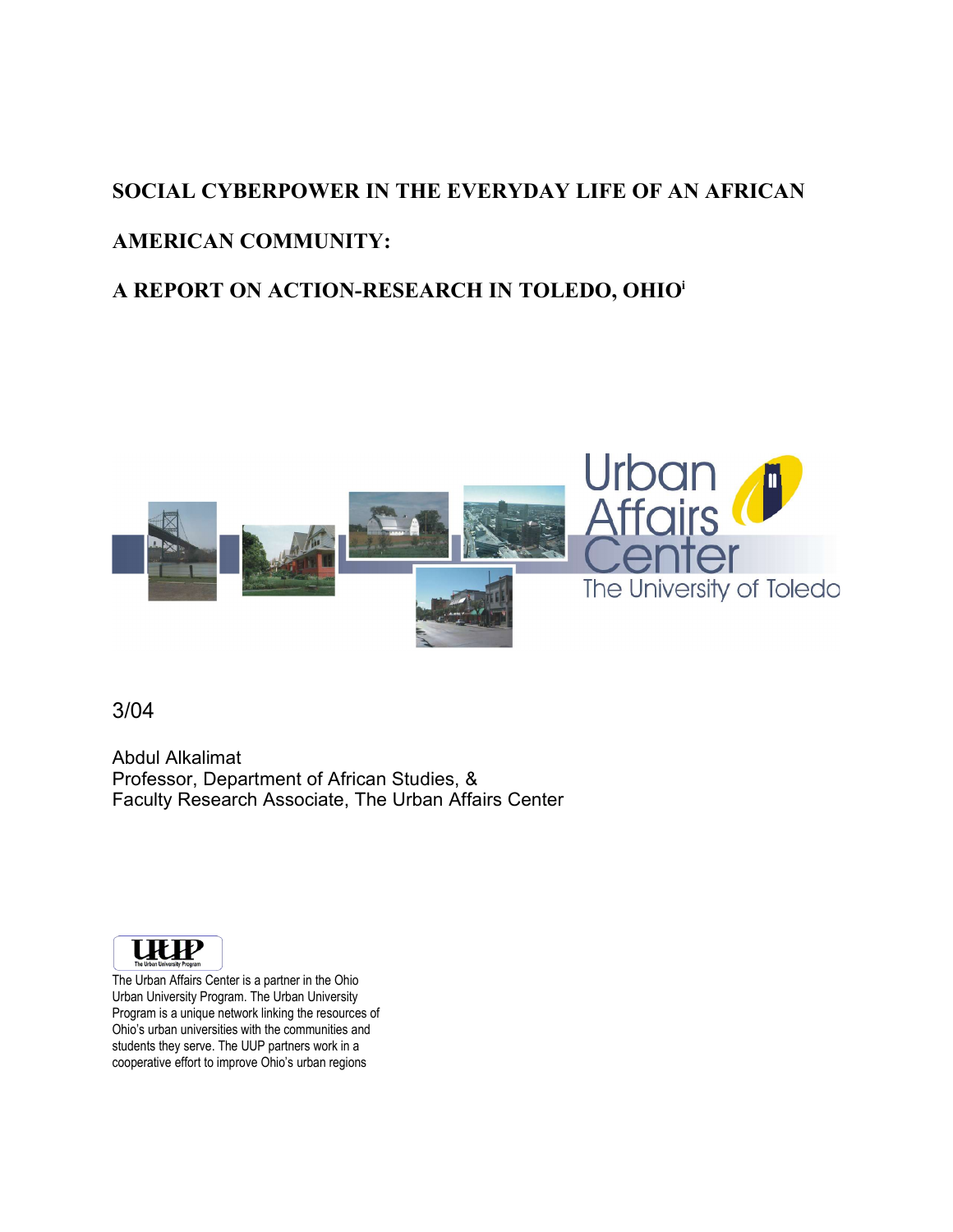# SOCIAL CYBERPOWER IN THE EVERYDAY LIFE OF AN AFRICAN AMERICAN COMMUNITY:

# A REPORT ON ACTION-RESEARCH IN TOLEDO, OHIO[i]

Urban Affairs Center
The University of Toledo

3/04

Abdul Alkalimat
Professor, Department of African Studies, &
Faculty Research Associate, The Urban Affairs Center

UUP
The Urban University Program

The Urban Affairs Center is a partner in the Ohio Urban University Program. The Urban University Program is a unique network linking the resources of Ohio's urban universities with the communities and students they serve. The UUP partners work in a cooperative effort to improve Ohio's urban regions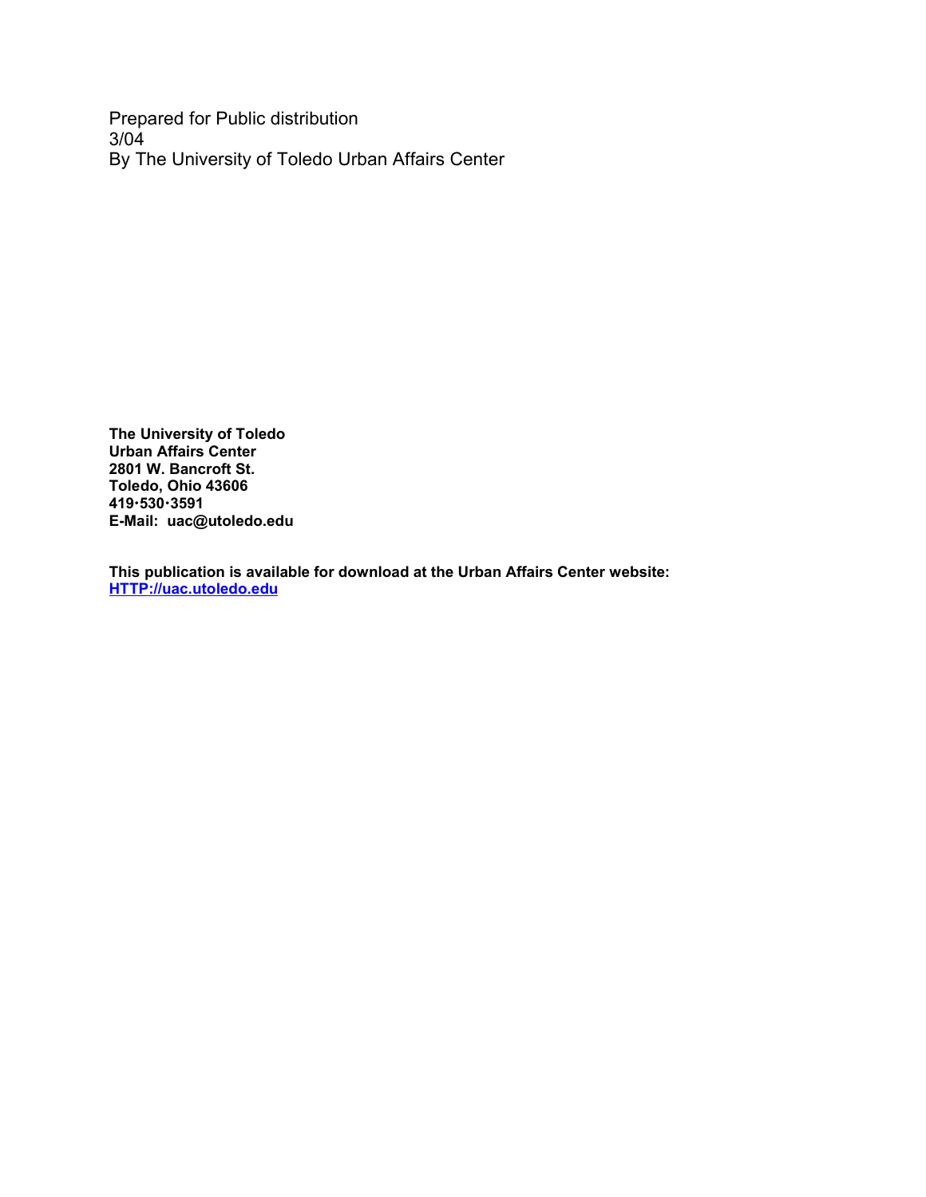Prepared for Public distribution
3/04
By The University of Toledo Urban Affairs Center

**The University of Toledo**
**Urban Affairs Center**
**2801 W. Bancroft St.**
**Toledo, Ohio 43606**
**419·530·3591**
**E-Mail: uac@utoledo.edu**

**This publication is available for download at the Urban Affairs Center website:**
**[HTTP://uac.utoledo.edu](HTTP://uac.utoledo.edu)**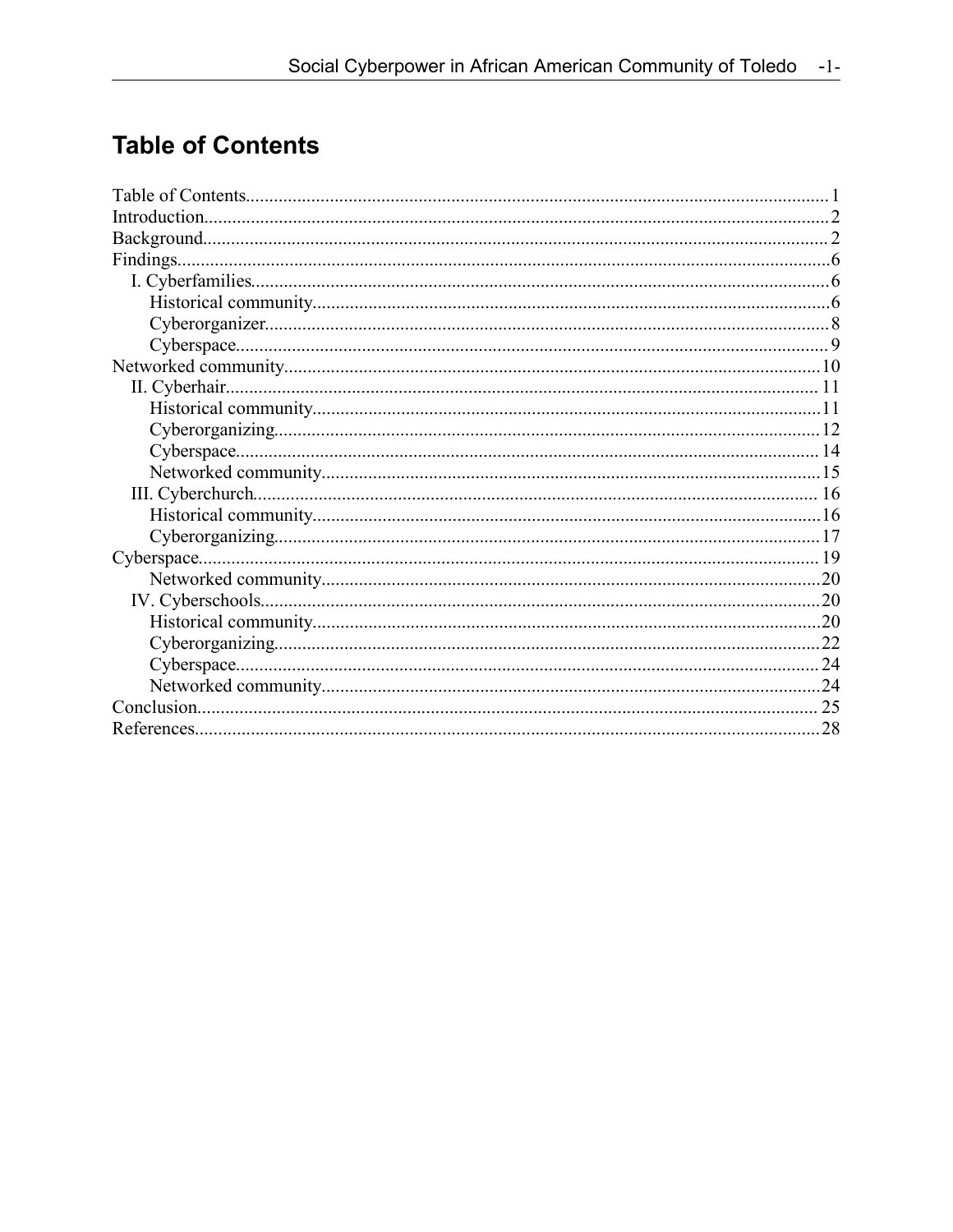## Table of Contents

Table of Contents........................................................................................................................1
Introduction................................................................................................................................2
Background................................................................................................................................2
Findings......................................................................................................................................6
- I. Cyberfamilies.......................................................................................................................6
  - Historical community.........................................................................................................6
  - Cyberorganizer...................................................................................................................8
  - Cyberspace.........................................................................................................................9

Networked community..............................................................................................................10
- II. Cyberhair..........................................................................................................................11
  - Historical community........................................................................................................11
  - Cyberorganizing................................................................................................................12
  - Cyberspace........................................................................................................................14
  - Networked community......................................................................................................15
- III. Cyberchurch.....................................................................................................................16
  - Historical community........................................................................................................16
  - Cyberorganizing................................................................................................................17

Cyberspace................................................................................................................................19
- Networked community......................................................................................................20
- IV. Cyberschools....................................................................................................................20
  - Historical community........................................................................................................20
  - Cyberorganizing................................................................................................................22
  - Cyberspace........................................................................................................................24
  - Networked community......................................................................................................24

Conclusion.................................................................................................................................25
References.................................................................................................................................28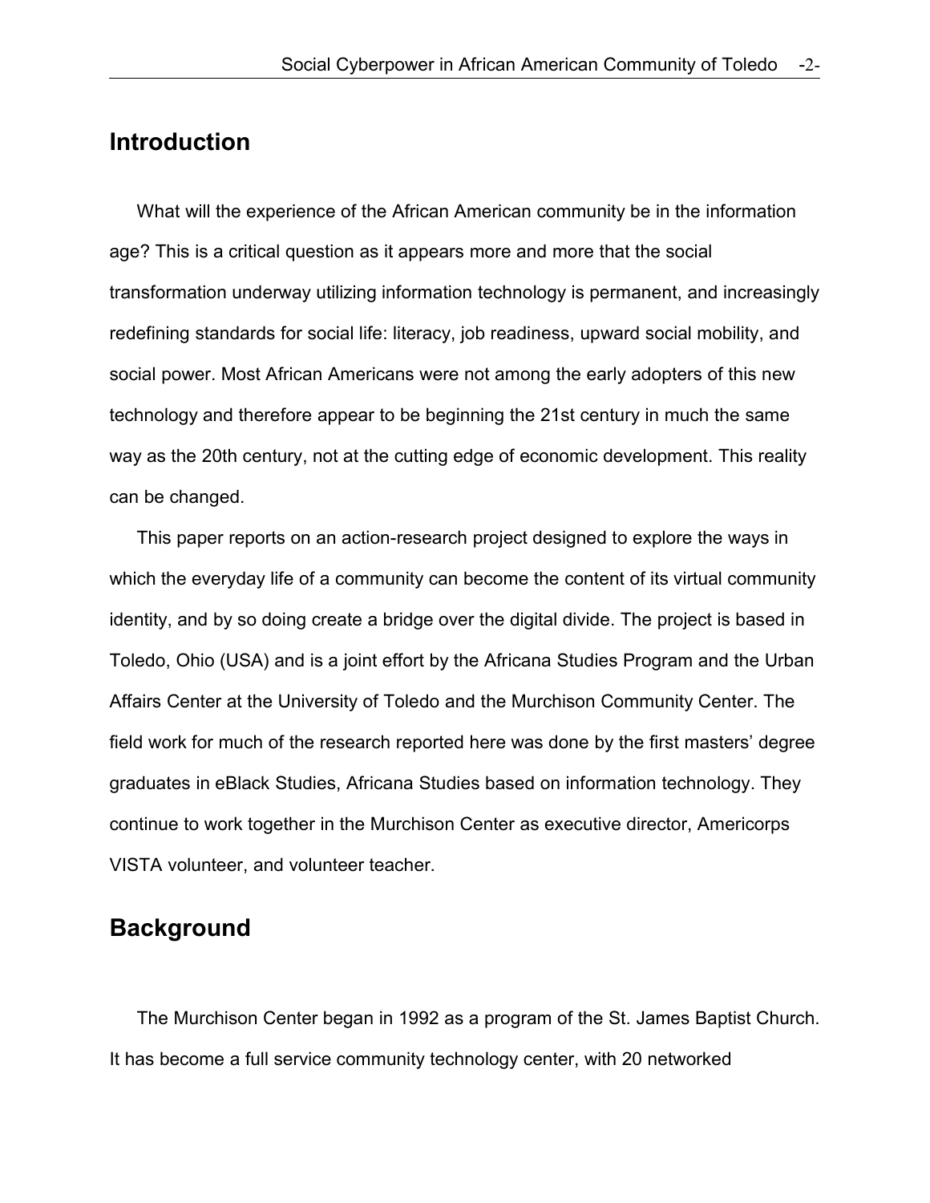## Introduction

What will the experience of the African American community be in the information age? This is a critical question as it appears more and more that the social transformation underway utilizing information technology is permanent, and increasingly redefining standards for social life: literacy, job readiness, upward social mobility, and social power. Most African Americans were not among the early adopters of this new technology and therefore appear to be beginning the 21st century in much the same way as the 20th century, not at the cutting edge of economic development. This reality can be changed.

This paper reports on an action-research project designed to explore the ways in which the everyday life of a community can become the content of its virtual community identity, and by so doing create a bridge over the digital divide. The project is based in Toledo, Ohio (USA) and is a joint effort by the Africana Studies Program and the Urban Affairs Center at the University of Toledo and the Murchison Community Center. The field work for much of the research reported here was done by the first masters' degree graduates in eBlack Studies, Africana Studies based on information technology. They continue to work together in the Murchison Center as executive director, Americorps VISTA volunteer, and volunteer teacher.

## Background

The Murchison Center began in 1992 as a program of the St. James Baptist Church. It has become a full service community technology center, with 20 networked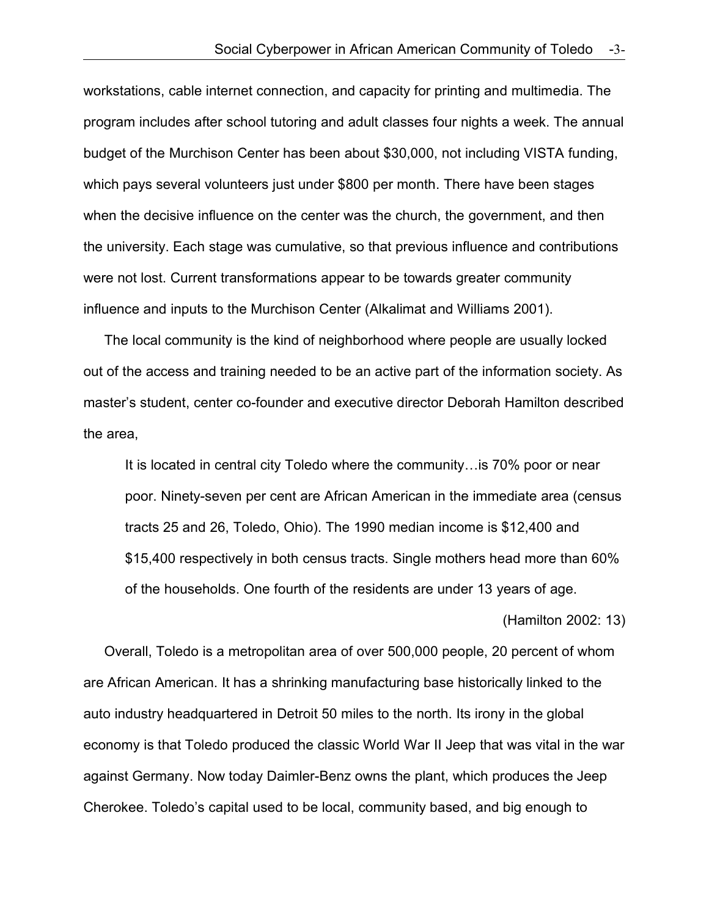workstations, cable internet connection, and capacity for printing and multimedia. The program includes after school tutoring and adult classes four nights a week. The annual budget of the Murchison Center has been about $30,000, not including VISTA funding, which pays several volunteers just under $800 per month. There have been stages when the decisive influence on the center was the church, the government, and then the university. Each stage was cumulative, so that previous influence and contributions were not lost. Current transformations appear to be towards greater community influence and inputs to the Murchison Center (Alkalimat and Williams 2001).

The local community is the kind of neighborhood where people are usually locked out of the access and training needed to be an active part of the information society. As master's student, center co-founder and executive director Deborah Hamilton described the area,

> It is located in central city Toledo where the community…is 70% poor or near poor. Ninety-seven per cent are African American in the immediate area (census tracts 25 and 26, Toledo, Ohio). The 1990 median income is $12,400 and $15,400 respectively in both census tracts. Single mothers head more than 60% of the households. One fourth of the residents are under 13 years of age.
>
> (Hamilton 2002: 13)

Overall, Toledo is a metropolitan area of over 500,000 people, 20 percent of whom are African American. It has a shrinking manufacturing base historically linked to the auto industry headquartered in Detroit 50 miles to the north. Its irony in the global economy is that Toledo produced the classic World War II Jeep that was vital in the war against Germany. Now today Daimler-Benz owns the plant, which produces the Jeep Cherokee. Toledo's capital used to be local, community based, and big enough to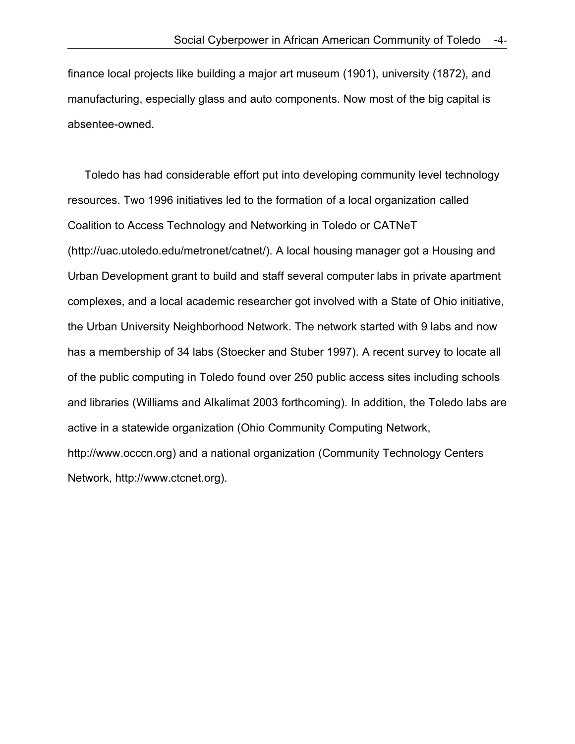finance local projects like building a major art museum (1901), university (1872), and manufacturing, especially glass and auto components. Now most of the big capital is absentee-owned.

Toledo has had considerable effort put into developing community level technology resources. Two 1996 initiatives led to the formation of a local organization called Coalition to Access Technology and Networking in Toledo or CATNeT (http://uac.utoledo.edu/metronet/catnet/). A local housing manager got a Housing and Urban Development grant to build and staff several computer labs in private apartment complexes, and a local academic researcher got involved with a State of Ohio initiative, the Urban University Neighborhood Network. The network started with 9 labs and now has a membership of 34 labs (Stoecker and Stuber 1997). A recent survey to locate all of the public computing in Toledo found over 250 public access sites including schools and libraries (Williams and Alkalimat 2003 forthcoming). In addition, the Toledo labs are active in a statewide organization (Ohio Community Computing Network, http://www.occcn.org) and a national organization (Community Technology Centers Network, http://www.ctcnet.org).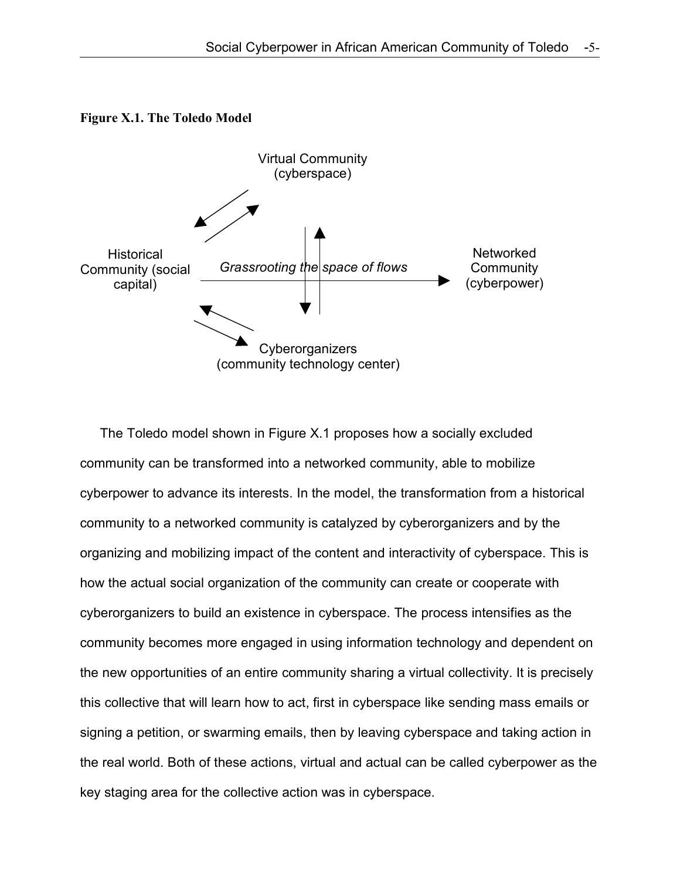**Figure X.1. The Toledo Model**

Virtual Community (cyberspace)

Historical Community (social capital)

*Grassrooting the space of flows*

Networked Community (cyberpower)

Cyberorganizers (community technology center)

The Toledo model shown in Figure X.1 proposes how a socially excluded community can be transformed into a networked community, able to mobilize cyberpower to advance its interests. In the model, the transformation from a historical community to a networked community is catalyzed by cyberorganizers and by the organizing and mobilizing impact of the content and interactivity of cyberspace. This is how the actual social organization of the community can create or cooperate with cyberorganizers to build an existence in cyberspace. The process intensifies as the community becomes more engaged in using information technology and dependent on the new opportunities of an entire community sharing a virtual collectivity. It is precisely this collective that will learn how to act, first in cyberspace like sending mass emails or signing a petition, or swarming emails, then by leaving cyberspace and taking action in the real world. Both of these actions, virtual and actual can be called cyberpower as the key staging area for the collective action was in cyberspace.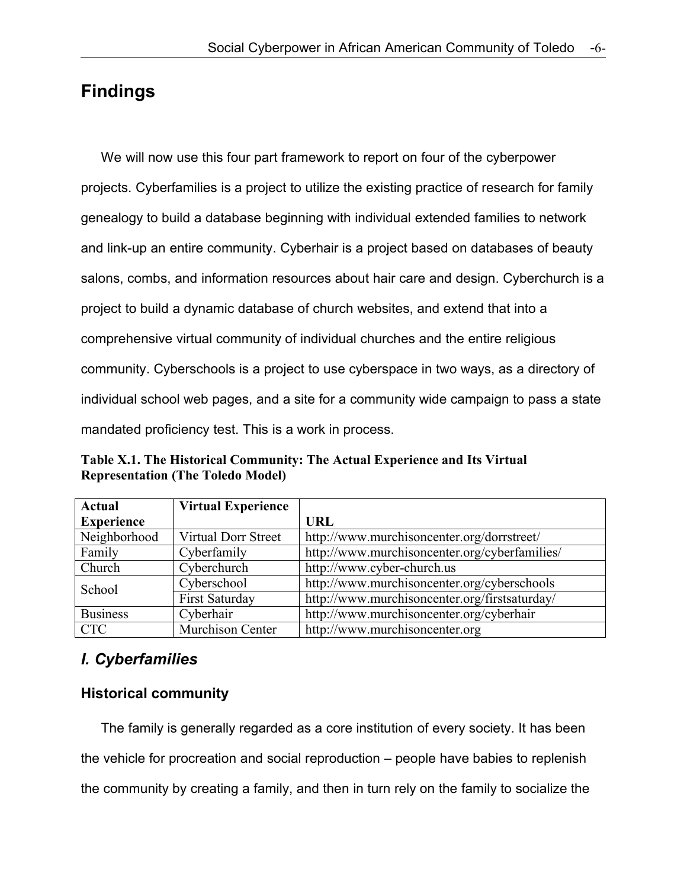## Findings

We will now use this four part framework to report on four of the cyberpower projects. Cyberfamilies is a project to utilize the existing practice of research for family genealogy to build a database beginning with individual extended families to network and link-up an entire community. Cyberhair is a project based on databases of beauty salons, combs, and information resources about hair care and design. Cyberchurch is a project to build a dynamic database of church websites, and extend that into a comprehensive virtual community of individual churches and the entire religious community. Cyberschools is a project to use cyberspace in two ways, as a directory of individual school web pages, and a site for a community wide campaign to pass a state mandated proficiency test. This is a work in process.

**Table X.1. The Historical Community: The Actual Experience and Its Virtual Representation (The Toledo Model)**

| Actual Experience | Virtual Experience | URL |
|---|---|---|
| Neighborhood | Virtual Dorr Street | http://www.murchisoncenter.org/dorrstreet/ |
| Family | Cyberfamily | http://www.murchisoncenter.org/cyberfamilies/ |
| Church | Cyberchurch | http://www.cyber-church.us |
| School | Cyberschool | http://www.murchisoncenter.org/cyberschools |
| | First Saturday | http://www.murchisoncenter.org/firstsaturday/ |
| Business | Cyberhair | http://www.murchisoncenter.org/cyberhair |
| CTC | Murchison Center | http://www.murchisoncenter.org |

### *I. Cyberfamilies*

#### Historical community

The family is generally regarded as a core institution of every society. It has been the vehicle for procreation and social reproduction – people have babies to replenish the community by creating a family, and then in turn rely on the family to socialize the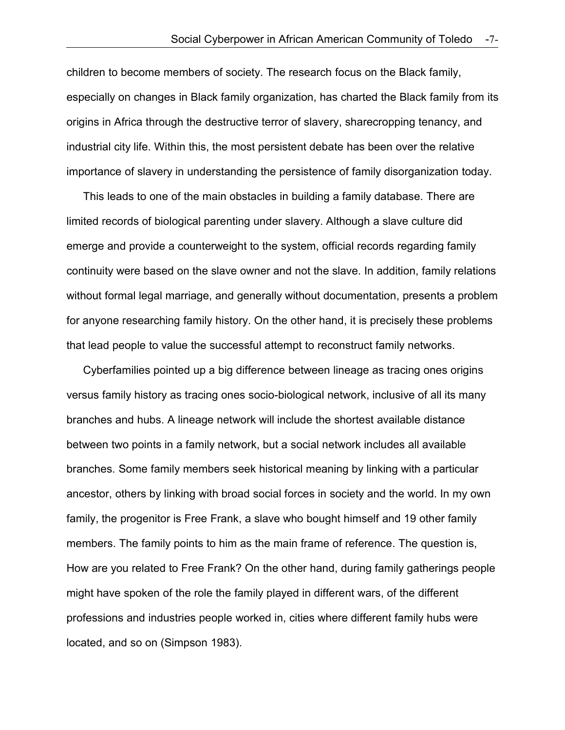children to become members of society. The research focus on the Black family, especially on changes in Black family organization, has charted the Black family from its origins in Africa through the destructive terror of slavery, sharecropping tenancy, and industrial city life. Within this, the most persistent debate has been over the relative importance of slavery in understanding the persistence of family disorganization today.

This leads to one of the main obstacles in building a family database. There are limited records of biological parenting under slavery. Although a slave culture did emerge and provide a counterweight to the system, official records regarding family continuity were based on the slave owner and not the slave. In addition, family relations without formal legal marriage, and generally without documentation, presents a problem for anyone researching family history. On the other hand, it is precisely these problems that lead people to value the successful attempt to reconstruct family networks.

Cyberfamilies pointed up a big difference between lineage as tracing ones origins versus family history as tracing ones socio-biological network, inclusive of all its many branches and hubs. A lineage network will include the shortest available distance between two points in a family network, but a social network includes all available branches. Some family members seek historical meaning by linking with a particular ancestor, others by linking with broad social forces in society and the world. In my own family, the progenitor is Free Frank, a slave who bought himself and 19 other family members. The family points to him as the main frame of reference. The question is, How are you related to Free Frank? On the other hand, during family gatherings people might have spoken of the role the family played in different wars, of the different professions and industries people worked in, cities where different family hubs were located, and so on (Simpson 1983).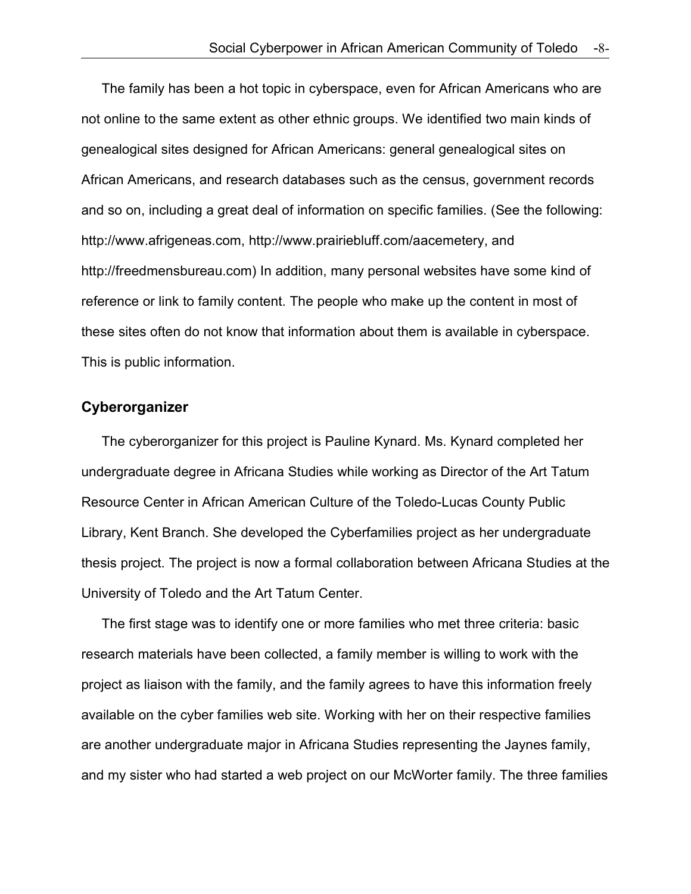The family has been a hot topic in cyberspace, even for African Americans who are not online to the same extent as other ethnic groups. We identified two main kinds of genealogical sites designed for African Americans: general genealogical sites on African Americans, and research databases such as the census, government records and so on, including a great deal of information on specific families. (See the following: http://www.afrigeneas.com, http://www.prairiebluff.com/aacemetery, and http://freedmensbureau.com) In addition, many personal websites have some kind of reference or link to family content. The people who make up the content in most of these sites often do not know that information about them is available in cyberspace. This is public information.

### Cyberorganizer

The cyberorganizer for this project is Pauline Kynard. Ms. Kynard completed her undergraduate degree in Africana Studies while working as Director of the Art Tatum Resource Center in African American Culture of the Toledo-Lucas County Public Library, Kent Branch. She developed the Cyberfamilies project as her undergraduate thesis project. The project is now a formal collaboration between Africana Studies at the University of Toledo and the Art Tatum Center.

The first stage was to identify one or more families who met three criteria: basic research materials have been collected, a family member is willing to work with the project as liaison with the family, and the family agrees to have this information freely available on the cyber families web site. Working with her on their respective families are another undergraduate major in Africana Studies representing the Jaynes family, and my sister who had started a web project on our McWorter family. The three families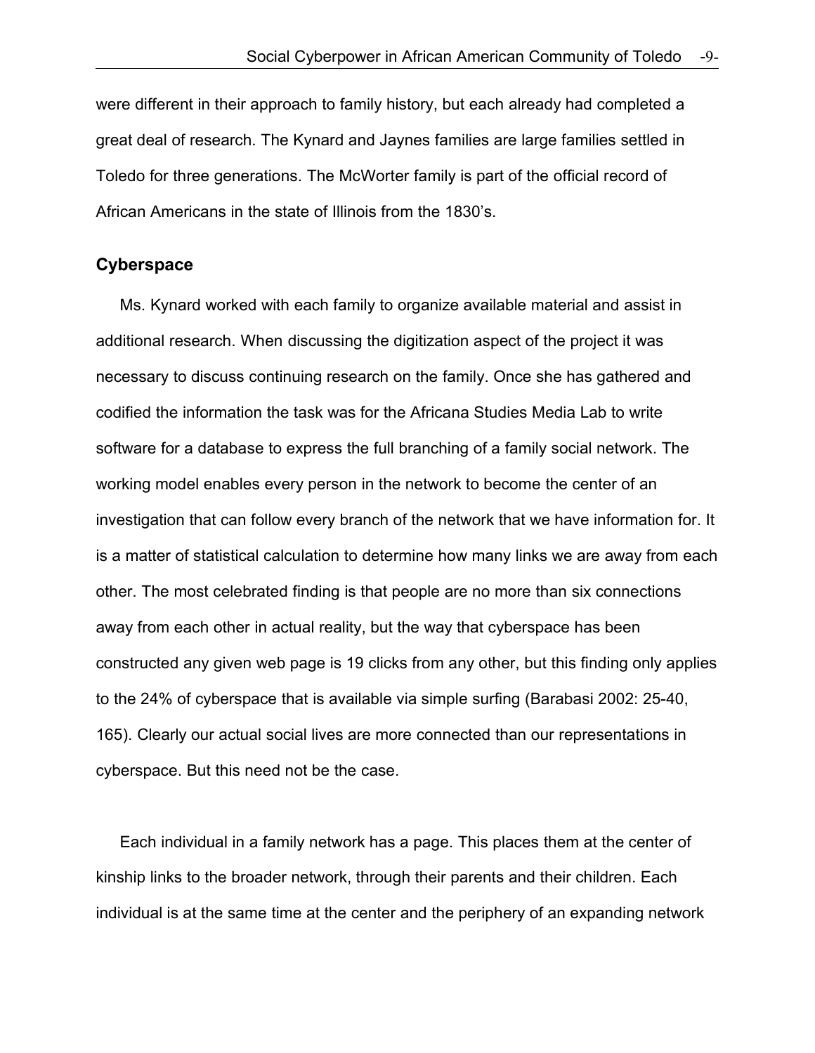were different in their approach to family history, but each already had completed a great deal of research. The Kynard and Jaynes families are large families settled in Toledo for three generations. The McWorter family is part of the official record of African Americans in the state of Illinois from the 1830's.

### Cyberspace

Ms. Kynard worked with each family to organize available material and assist in additional research. When discussing the digitization aspect of the project it was necessary to discuss continuing research on the family. Once she has gathered and codified the information the task was for the Africana Studies Media Lab to write software for a database to express the full branching of a family social network. The working model enables every person in the network to become the center of an investigation that can follow every branch of the network that we have information for. It is a matter of statistical calculation to determine how many links we are away from each other. The most celebrated finding is that people are no more than six connections away from each other in actual reality, but the way that cyberspace has been constructed any given web page is 19 clicks from any other, but this finding only applies to the 24% of cyberspace that is available via simple surfing (Barabasi 2002: 25-40, 165). Clearly our actual social lives are more connected than our representations in cyberspace. But this need not be the case.

Each individual in a family network has a page. This places them at the center of kinship links to the broader network, through their parents and their children. Each individual is at the same time at the center and the periphery of an expanding network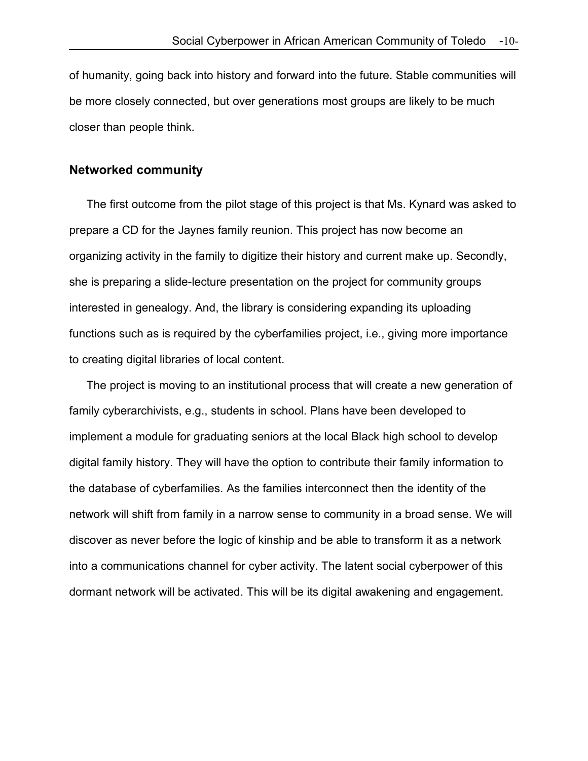of humanity, going back into history and forward into the future. Stable communities will be more closely connected, but over generations most groups are likely to be much closer than people think.

## Networked community

The first outcome from the pilot stage of this project is that Ms. Kynard was asked to prepare a CD for the Jaynes family reunion. This project has now become an organizing activity in the family to digitize their history and current make up. Secondly, she is preparing a slide-lecture presentation on the project for community groups interested in genealogy. And, the library is considering expanding its uploading functions such as is required by the cyberfamilies project, i.e., giving more importance to creating digital libraries of local content.

The project is moving to an institutional process that will create a new generation of family cyberarchivists, e.g., students in school. Plans have been developed to implement a module for graduating seniors at the local Black high school to develop digital family history. They will have the option to contribute their family information to the database of cyberfamilies. As the families interconnect then the identity of the network will shift from family in a narrow sense to community in a broad sense. We will discover as never before the logic of kinship and be able to transform it as a network into a communications channel for cyber activity. The latent social cyberpower of this dormant network will be activated. This will be its digital awakening and engagement.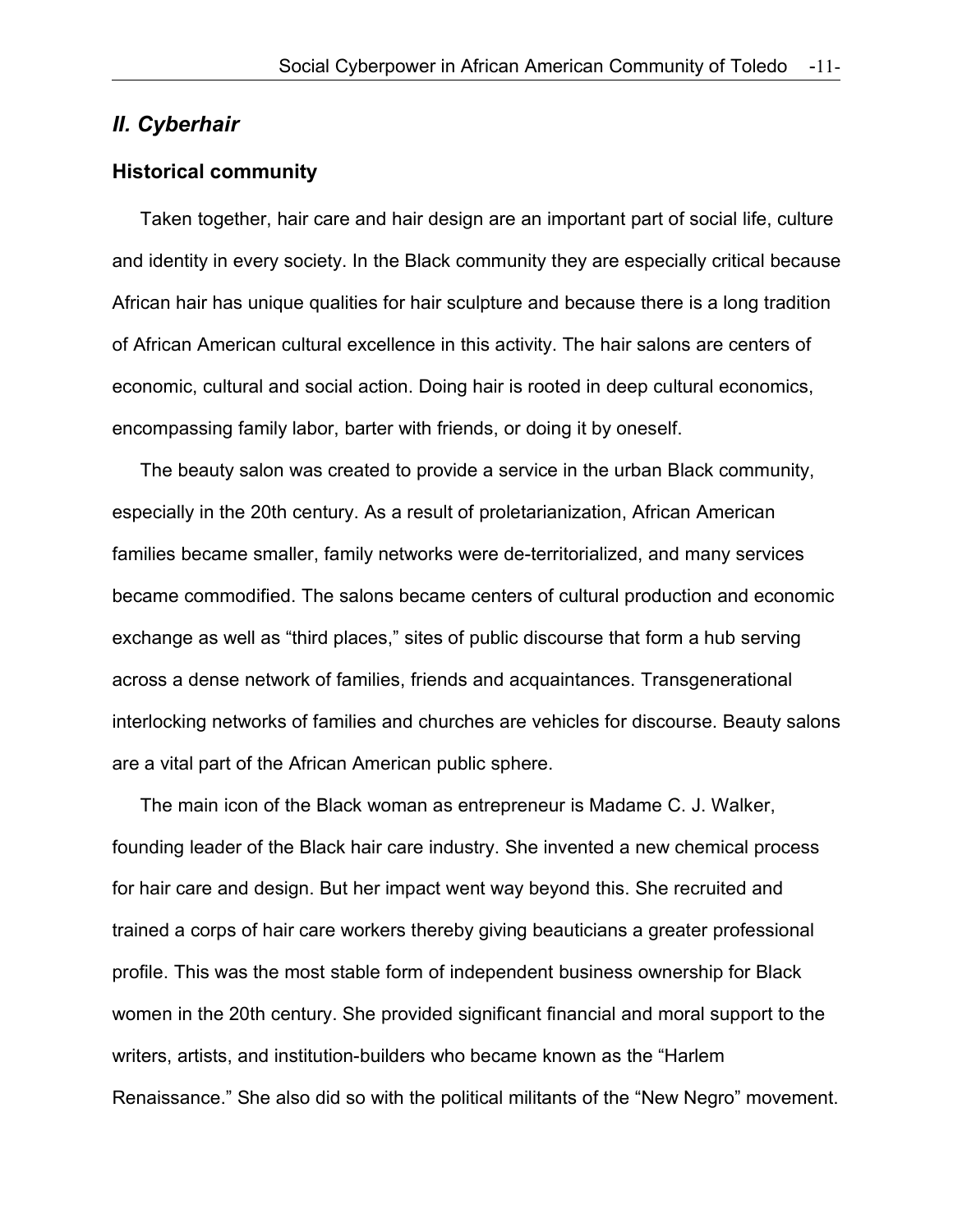## *II. Cyberhair*

### Historical community

Taken together, hair care and hair design are an important part of social life, culture and identity in every society. In the Black community they are especially critical because African hair has unique qualities for hair sculpture and because there is a long tradition of African American cultural excellence in this activity. The hair salons are centers of economic, cultural and social action. Doing hair is rooted in deep cultural economics, encompassing family labor, barter with friends, or doing it by oneself.

The beauty salon was created to provide a service in the urban Black community, especially in the 20th century. As a result of proletarianization, African American families became smaller, family networks were de-territorialized, and many services became commodified. The salons became centers of cultural production and economic exchange as well as "third places," sites of public discourse that form a hub serving across a dense network of families, friends and acquaintances. Transgenerational interlocking networks of families and churches are vehicles for discourse. Beauty salons are a vital part of the African American public sphere.

The main icon of the Black woman as entrepreneur is Madame C. J. Walker, founding leader of the Black hair care industry. She invented a new chemical process for hair care and design. But her impact went way beyond this. She recruited and trained a corps of hair care workers thereby giving beauticians a greater professional profile. This was the most stable form of independent business ownership for Black women in the 20th century. She provided significant financial and moral support to the writers, artists, and institution-builders who became known as the "Harlem Renaissance." She also did so with the political militants of the "New Negro" movement.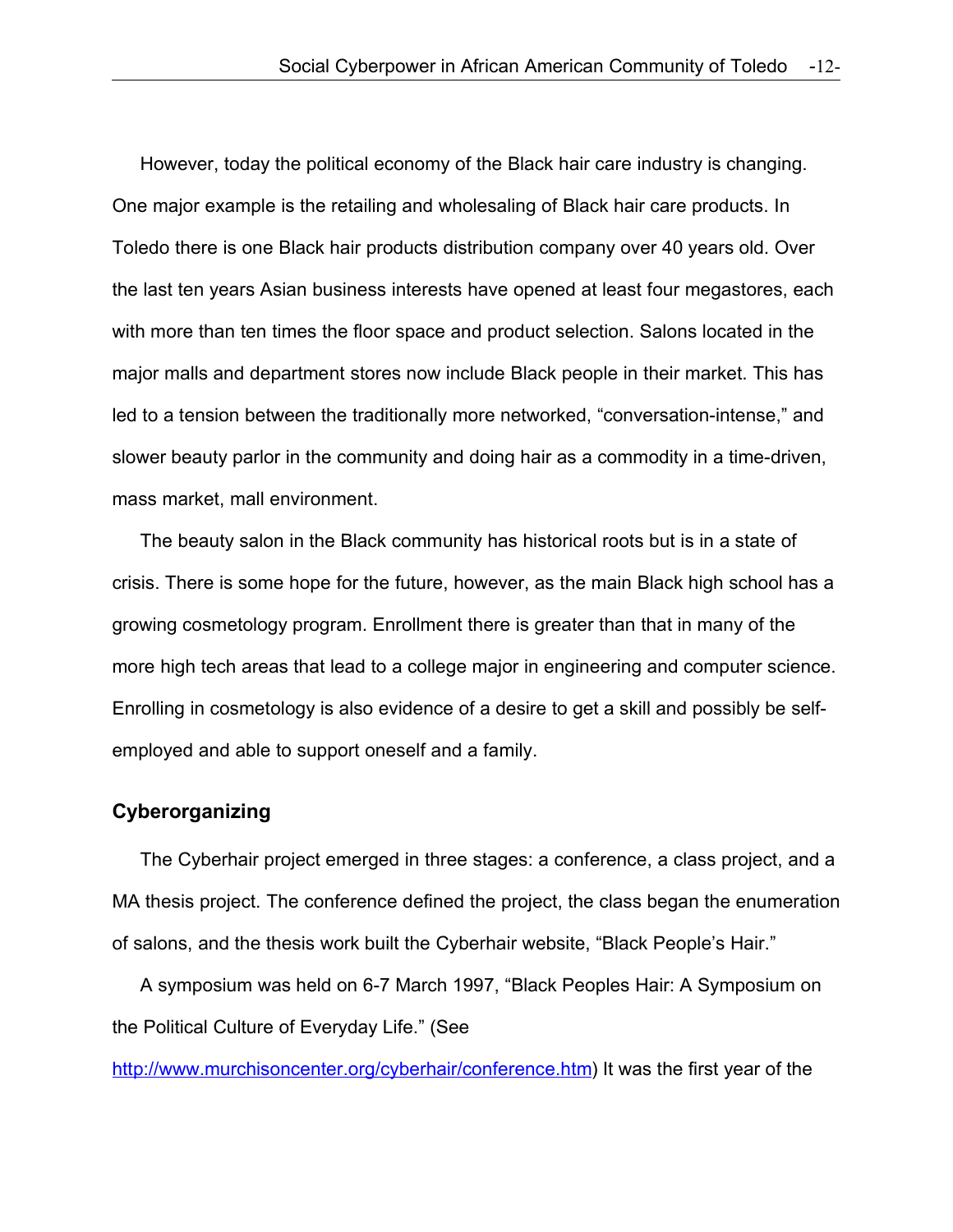However, today the political economy of the Black hair care industry is changing. One major example is the retailing and wholesaling of Black hair care products. In Toledo there is one Black hair products distribution company over 40 years old. Over the last ten years Asian business interests have opened at least four megastores, each with more than ten times the floor space and product selection. Salons located in the major malls and department stores now include Black people in their market. This has led to a tension between the traditionally more networked, "conversation-intense," and slower beauty parlor in the community and doing hair as a commodity in a time-driven, mass market, mall environment.

The beauty salon in the Black community has historical roots but is in a state of crisis. There is some hope for the future, however, as the main Black high school has a growing cosmetology program. Enrollment there is greater than that in many of the more high tech areas that lead to a college major in engineering and computer science. Enrolling in cosmetology is also evidence of a desire to get a skill and possibly be self-employed and able to support oneself and a family.

### Cyberorganizing

The Cyberhair project emerged in three stages: a conference, a class project, and a MA thesis project. The conference defined the project, the class began the enumeration of salons, and the thesis work built the Cyberhair website, "Black People's Hair."

A symposium was held on 6-7 March 1997, "Black Peoples Hair: A Symposium on the Political Culture of Everyday Life." (See [http://www.murchisoncenter.org/cyberhair/conference.htm](http://www.murchisoncenter.org/cyberhair/conference.htm)) It was the first year of the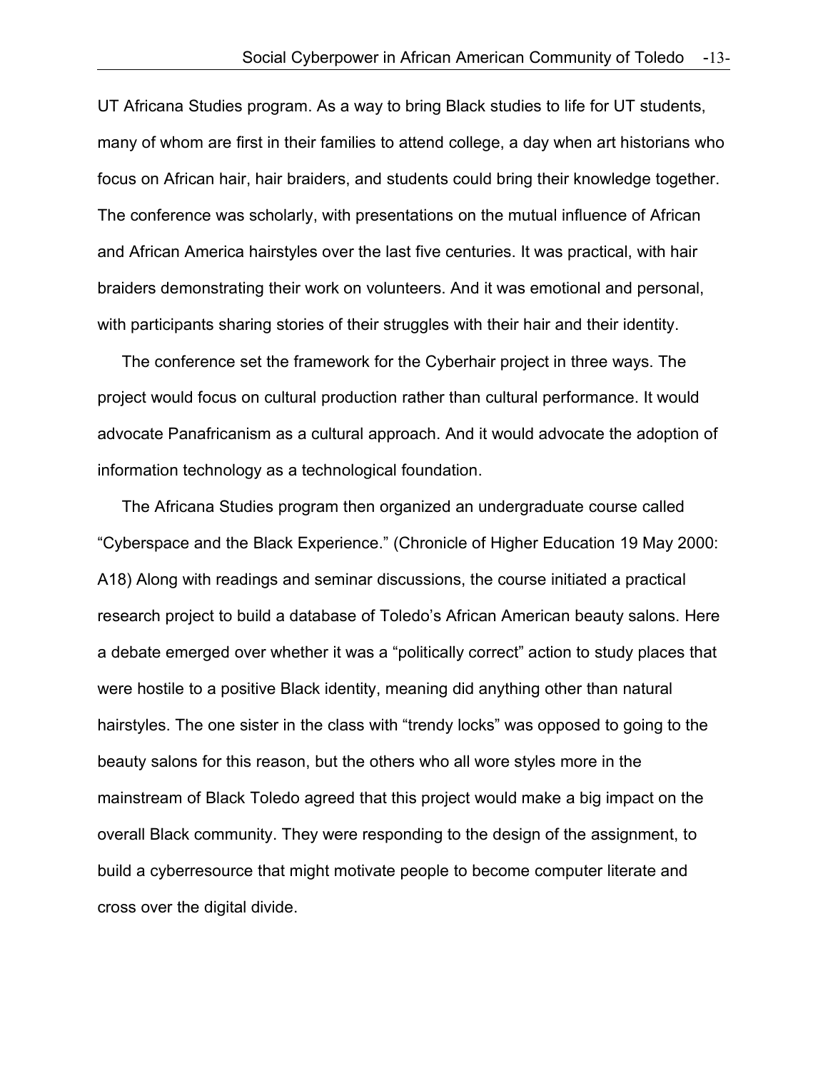UT Africana Studies program. As a way to bring Black studies to life for UT students, many of whom are first in their families to attend college, a day when art historians who focus on African hair, hair braiders, and students could bring their knowledge together. The conference was scholarly, with presentations on the mutual influence of African and African America hairstyles over the last five centuries. It was practical, with hair braiders demonstrating their work on volunteers. And it was emotional and personal, with participants sharing stories of their struggles with their hair and their identity.

The conference set the framework for the Cyberhair project in three ways. The project would focus on cultural production rather than cultural performance. It would advocate Panafricanism as a cultural approach. And it would advocate the adoption of information technology as a technological foundation.

The Africana Studies program then organized an undergraduate course called "Cyberspace and the Black Experience." (Chronicle of Higher Education 19 May 2000: A18) Along with readings and seminar discussions, the course initiated a practical research project to build a database of Toledo's African American beauty salons. Here a debate emerged over whether it was a "politically correct" action to study places that were hostile to a positive Black identity, meaning did anything other than natural hairstyles. The one sister in the class with "trendy locks" was opposed to going to the beauty salons for this reason, but the others who all wore styles more in the mainstream of Black Toledo agreed that this project would make a big impact on the overall Black community. They were responding to the design of the assignment, to build a cyberresource that might motivate people to become computer literate and cross over the digital divide.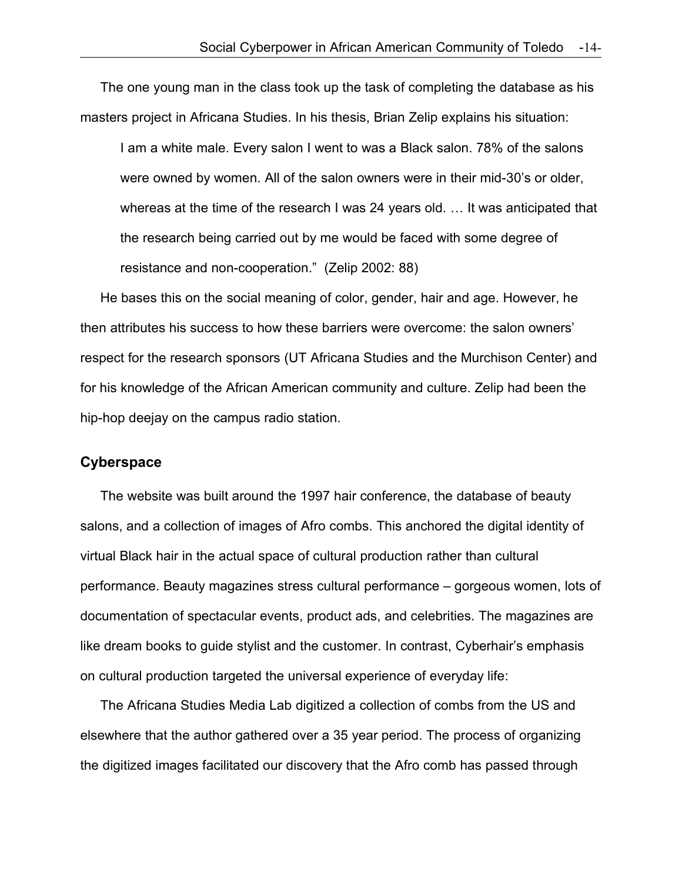The one young man in the class took up the task of completing the database as his masters project in Africana Studies. In his thesis, Brian Zelip explains his situation:

> I am a white male. Every salon I went to was a Black salon. 78% of the salons were owned by women. All of the salon owners were in their mid-30's or older, whereas at the time of the research I was 24 years old. … It was anticipated that the research being carried out by me would be faced with some degree of resistance and non-cooperation." (Zelip 2002: 88)

He bases this on the social meaning of color, gender, hair and age. However, he then attributes his success to how these barriers were overcome: the salon owners' respect for the research sponsors (UT Africana Studies and the Murchison Center) and for his knowledge of the African American community and culture. Zelip had been the hip-hop deejay on the campus radio station.

### Cyberspace

The website was built around the 1997 hair conference, the database of beauty salons, and a collection of images of Afro combs. This anchored the digital identity of virtual Black hair in the actual space of cultural production rather than cultural performance. Beauty magazines stress cultural performance – gorgeous women, lots of documentation of spectacular events, product ads, and celebrities. The magazines are like dream books to guide stylist and the customer. In contrast, Cyberhair's emphasis on cultural production targeted the universal experience of everyday life:

The Africana Studies Media Lab digitized a collection of combs from the US and elsewhere that the author gathered over a 35 year period. The process of organizing the digitized images facilitated our discovery that the Afro comb has passed through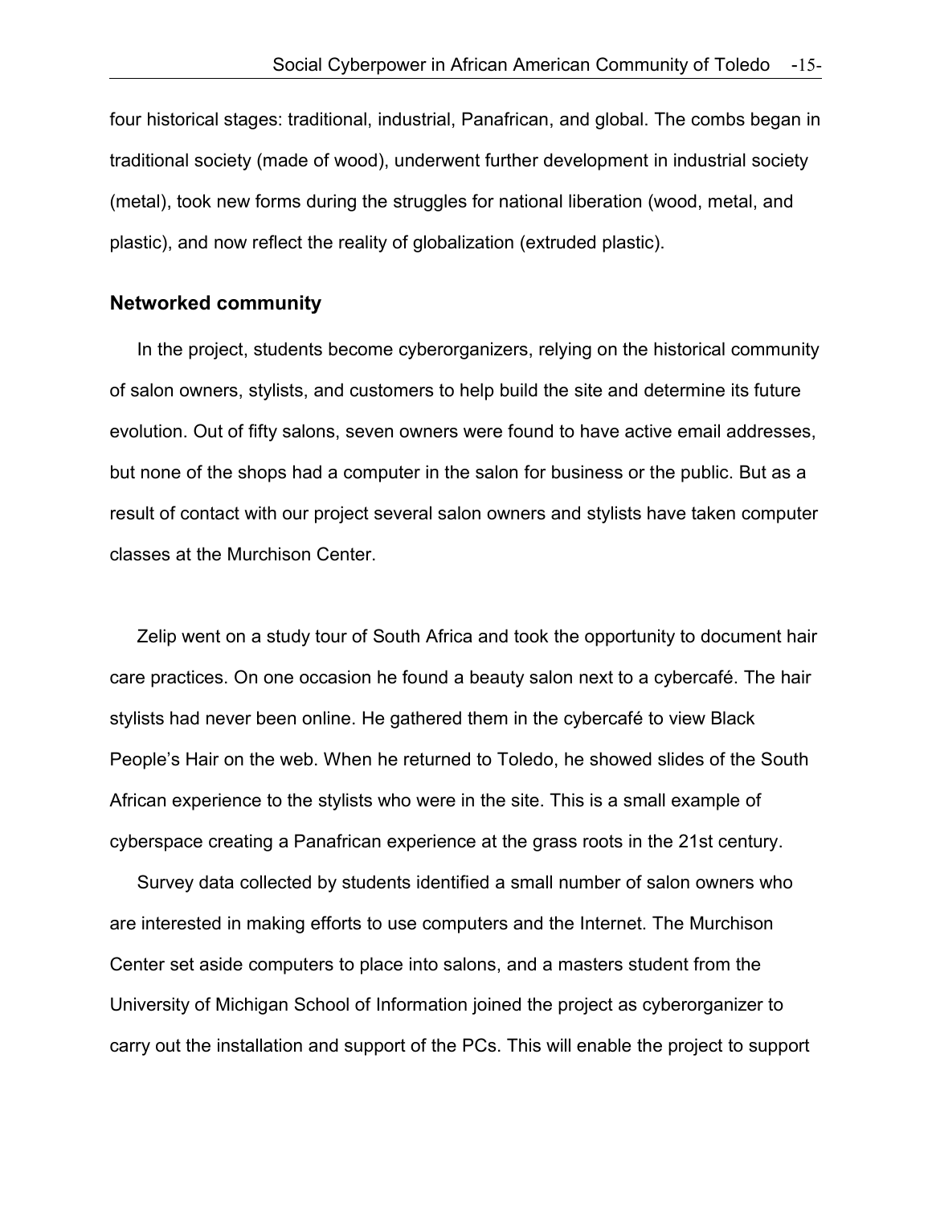four historical stages: traditional, industrial, Panafrican, and global. The combs began in traditional society (made of wood), underwent further development in industrial society (metal), took new forms during the struggles for national liberation (wood, metal, and plastic), and now reflect the reality of globalization (extruded plastic).

### Networked community

In the project, students become cyberorganizers, relying on the historical community of salon owners, stylists, and customers to help build the site and determine its future evolution. Out of fifty salons, seven owners were found to have active email addresses, but none of the shops had a computer in the salon for business or the public. But as a result of contact with our project several salon owners and stylists have taken computer classes at the Murchison Center.

Zelip went on a study tour of South Africa and took the opportunity to document hair care practices. On one occasion he found a beauty salon next to a cybercafé. The hair stylists had never been online. He gathered them in the cybercafé to view Black People's Hair on the web. When he returned to Toledo, he showed slides of the South African experience to the stylists who were in the site. This is a small example of cyberspace creating a Panafrican experience at the grass roots in the 21st century.

Survey data collected by students identified a small number of salon owners who are interested in making efforts to use computers and the Internet. The Murchison Center set aside computers to place into salons, and a masters student from the University of Michigan School of Information joined the project as cyberorganizer to carry out the installation and support of the PCs. This will enable the project to support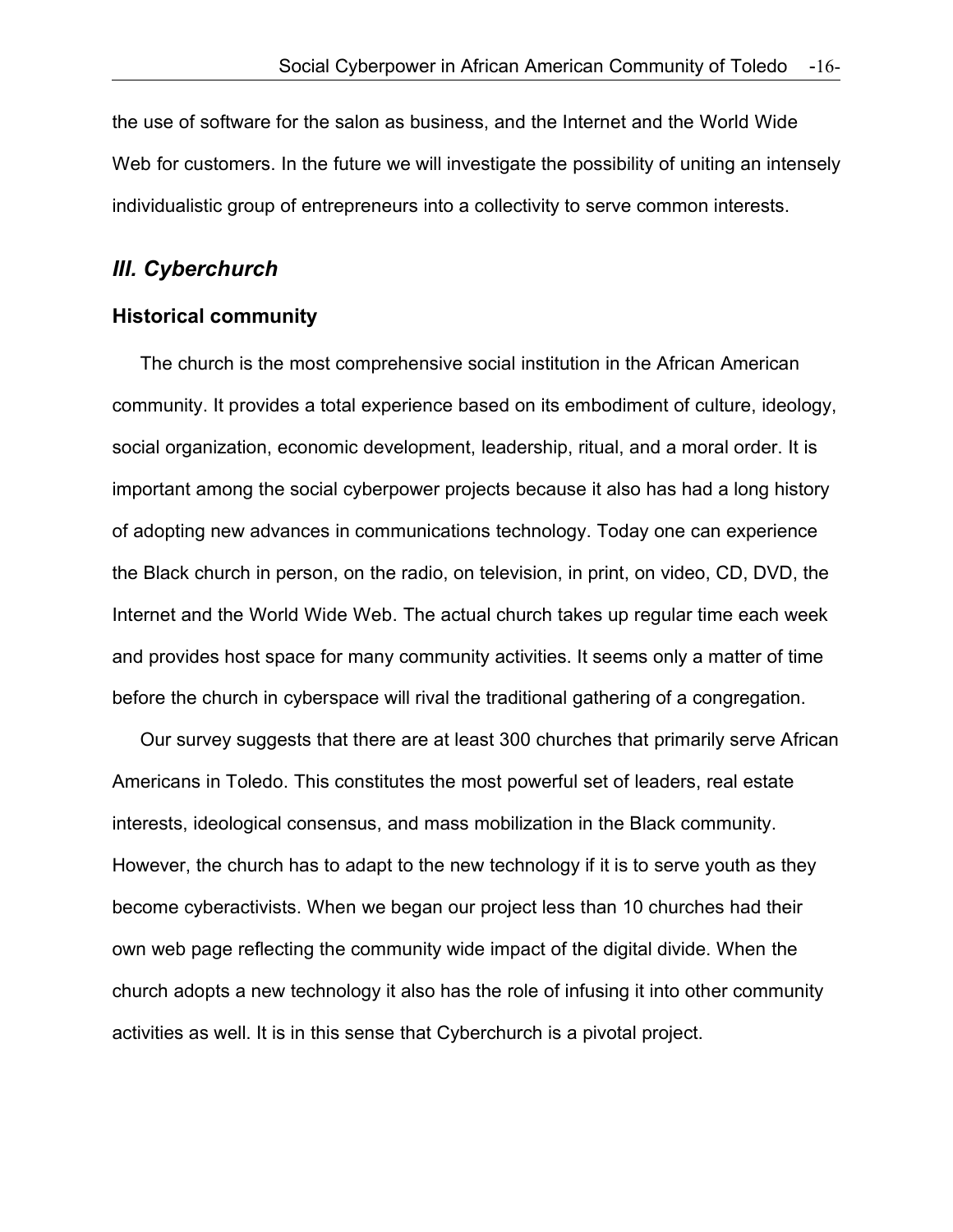the use of software for the salon as business, and the Internet and the World Wide Web for customers. In the future we will investigate the possibility of uniting an intensely individualistic group of entrepreneurs into a collectivity to serve common interests.

## *III. Cyberchurch*

### Historical community

The church is the most comprehensive social institution in the African American community. It provides a total experience based on its embodiment of culture, ideology, social organization, economic development, leadership, ritual, and a moral order. It is important among the social cyberpower projects because it also has had a long history of adopting new advances in communications technology. Today one can experience the Black church in person, on the radio, on television, in print, on video, CD, DVD, the Internet and the World Wide Web. The actual church takes up regular time each week and provides host space for many community activities. It seems only a matter of time before the church in cyberspace will rival the traditional gathering of a congregation.

Our survey suggests that there are at least 300 churches that primarily serve African Americans in Toledo. This constitutes the most powerful set of leaders, real estate interests, ideological consensus, and mass mobilization in the Black community. However, the church has to adapt to the new technology if it is to serve youth as they become cyberactivists. When we began our project less than 10 churches had their own web page reflecting the community wide impact of the digital divide. When the church adopts a new technology it also has the role of infusing it into other community activities as well. It is in this sense that Cyberchurch is a pivotal project.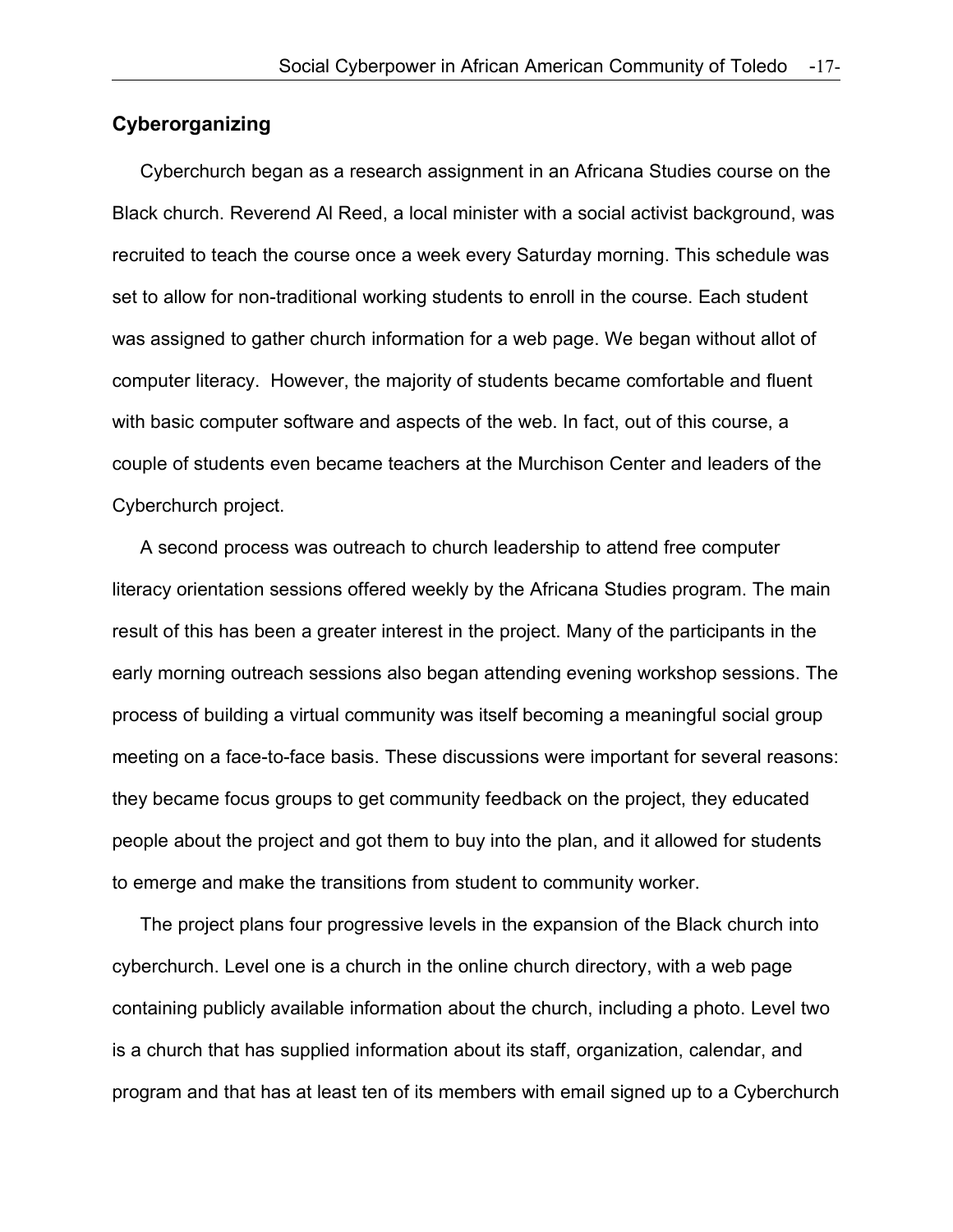## Cyberorganizing

Cyberchurch began as a research assignment in an Africana Studies course on the Black church. Reverend Al Reed, a local minister with a social activist background, was recruited to teach the course once a week every Saturday morning. This schedule was set to allow for non-traditional working students to enroll in the course. Each student was assigned to gather church information for a web page. We began without allot of computer literacy. However, the majority of students became comfortable and fluent with basic computer software and aspects of the web. In fact, out of this course, a couple of students even became teachers at the Murchison Center and leaders of the Cyberchurch project.

A second process was outreach to church leadership to attend free computer literacy orientation sessions offered weekly by the Africana Studies program. The main result of this has been a greater interest in the project. Many of the participants in the early morning outreach sessions also began attending evening workshop sessions. The process of building a virtual community was itself becoming a meaningful social group meeting on a face-to-face basis. These discussions were important for several reasons: they became focus groups to get community feedback on the project, they educated people about the project and got them to buy into the plan, and it allowed for students to emerge and make the transitions from student to community worker.

The project plans four progressive levels in the expansion of the Black church into cyberchurch. Level one is a church in the online church directory, with a web page containing publicly available information about the church, including a photo. Level two is a church that has supplied information about its staff, organization, calendar, and program and that has at least ten of its members with email signed up to a Cyberchurch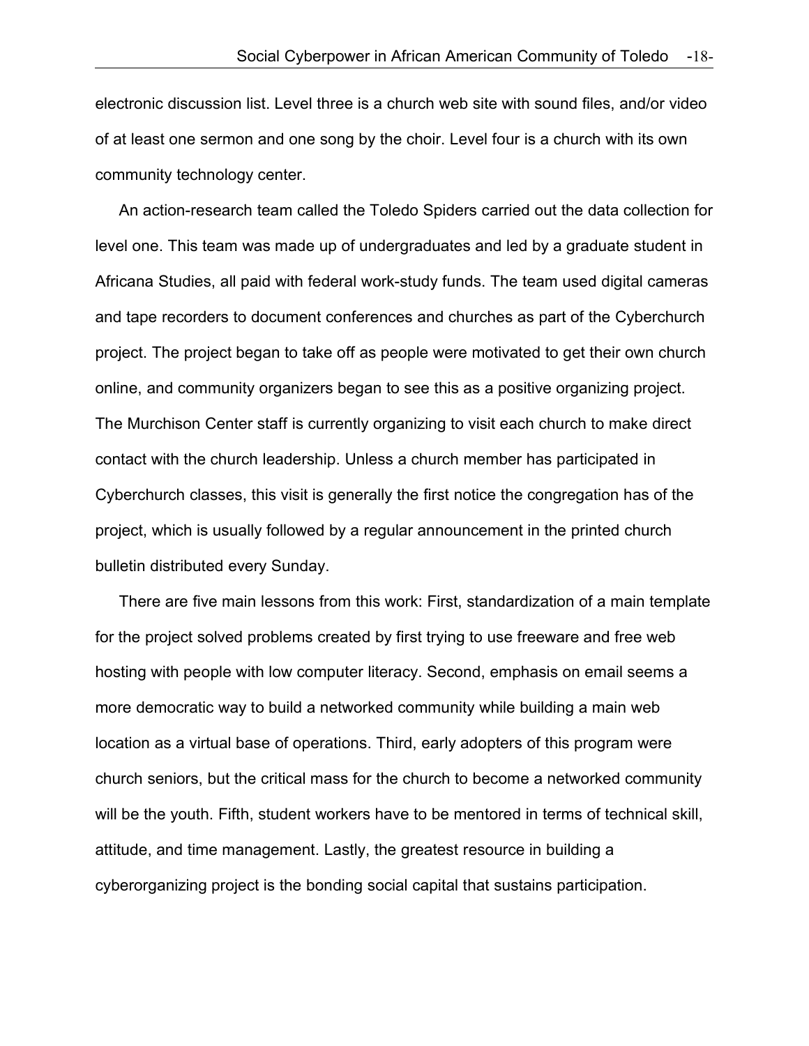electronic discussion list. Level three is a church web site with sound files, and/or video of at least one sermon and one song by the choir. Level four is a church with its own community technology center.

An action-research team called the Toledo Spiders carried out the data collection for level one. This team was made up of undergraduates and led by a graduate student in Africana Studies, all paid with federal work-study funds. The team used digital cameras and tape recorders to document conferences and churches as part of the Cyberchurch project. The project began to take off as people were motivated to get their own church online, and community organizers began to see this as a positive organizing project. The Murchison Center staff is currently organizing to visit each church to make direct contact with the church leadership. Unless a church member has participated in Cyberchurch classes, this visit is generally the first notice the congregation has of the project, which is usually followed by a regular announcement in the printed church bulletin distributed every Sunday.

There are five main lessons from this work: First, standardization of a main template for the project solved problems created by first trying to use freeware and free web hosting with people with low computer literacy. Second, emphasis on email seems a more democratic way to build a networked community while building a main web location as a virtual base of operations. Third, early adopters of this program were church seniors, but the critical mass for the church to become a networked community will be the youth. Fifth, student workers have to be mentored in terms of technical skill, attitude, and time management. Lastly, the greatest resource in building a cyberorganizing project is the bonding social capital that sustains participation.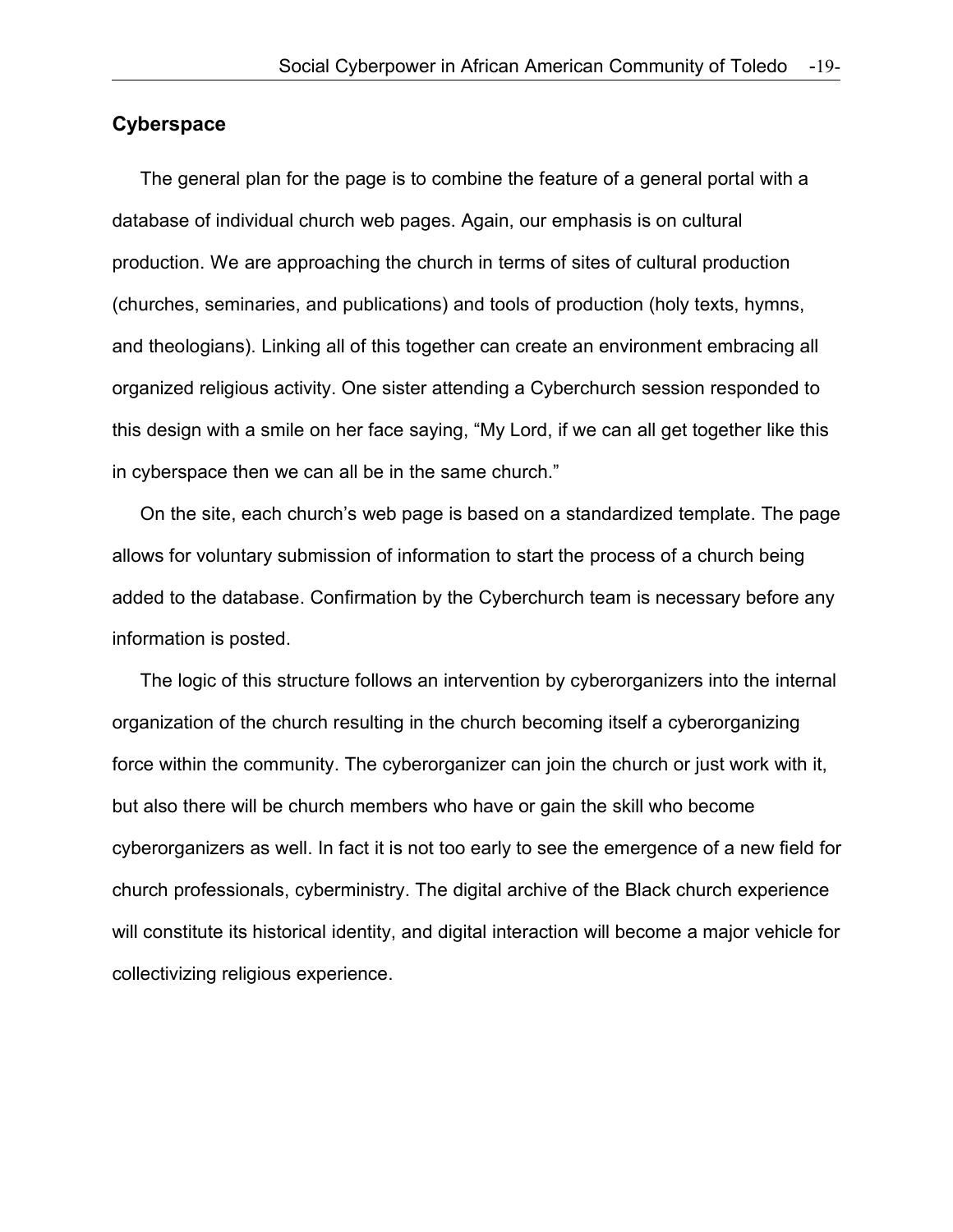## Cyberspace

The general plan for the page is to combine the feature of a general portal with a database of individual church web pages. Again, our emphasis is on cultural production. We are approaching the church in terms of sites of cultural production (churches, seminaries, and publications) and tools of production (holy texts, hymns, and theologians). Linking all of this together can create an environment embracing all organized religious activity. One sister attending a Cyberchurch session responded to this design with a smile on her face saying, "My Lord, if we can all get together like this in cyberspace then we can all be in the same church."

On the site, each church's web page is based on a standardized template. The page allows for voluntary submission of information to start the process of a church being added to the database. Confirmation by the Cyberchurch team is necessary before any information is posted.

The logic of this structure follows an intervention by cyberorganizers into the internal organization of the church resulting in the church becoming itself a cyberorganizing force within the community. The cyberorganizer can join the church or just work with it, but also there will be church members who have or gain the skill who become cyberorganizers as well. In fact it is not too early to see the emergence of a new field for church professionals, cyberministry. The digital archive of the Black church experience will constitute its historical identity, and digital interaction will become a major vehicle for collectivizing religious experience.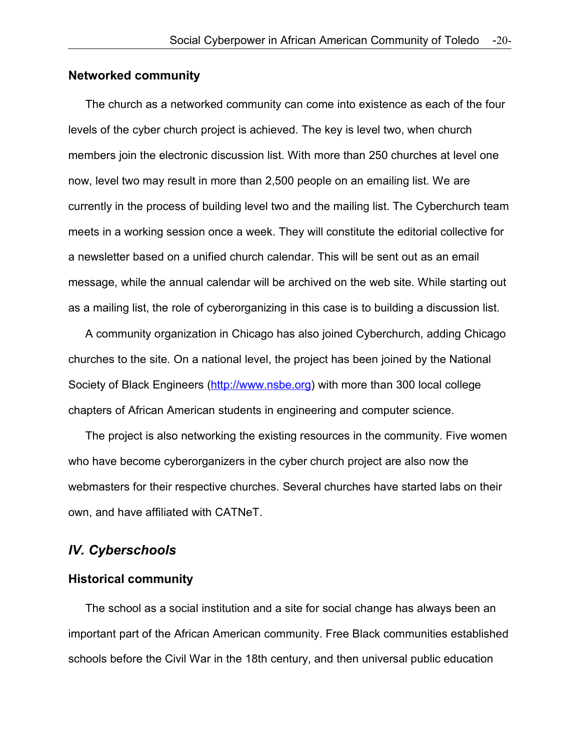### Networked community

The church as a networked community can come into existence as each of the four levels of the cyber church project is achieved. The key is level two, when church members join the electronic discussion list. With more than 250 churches at level one now, level two may result in more than 2,500 people on an emailing list. We are currently in the process of building level two and the mailing list. The Cyberchurch team meets in a working session once a week. They will constitute the editorial collective for a newsletter based on a unified church calendar. This will be sent out as an email message, while the annual calendar will be archived on the web site. While starting out as a mailing list, the role of cyberorganizing in this case is to building a discussion list.

A community organization in Chicago has also joined Cyberchurch, adding Chicago churches to the site. On a national level, the project has been joined by the National Society of Black Engineers (http://www.nsbe.org) with more than 300 local college chapters of African American students in engineering and computer science.

The project is also networking the existing resources in the community. Five women who have become cyberorganizers in the cyber church project are also now the webmasters for their respective churches. Several churches have started labs on their own, and have affiliated with CATNeT.

## *IV. Cyberschools*

### Historical community

The school as a social institution and a site for social change has always been an important part of the African American community. Free Black communities established schools before the Civil War in the 18th century, and then universal public education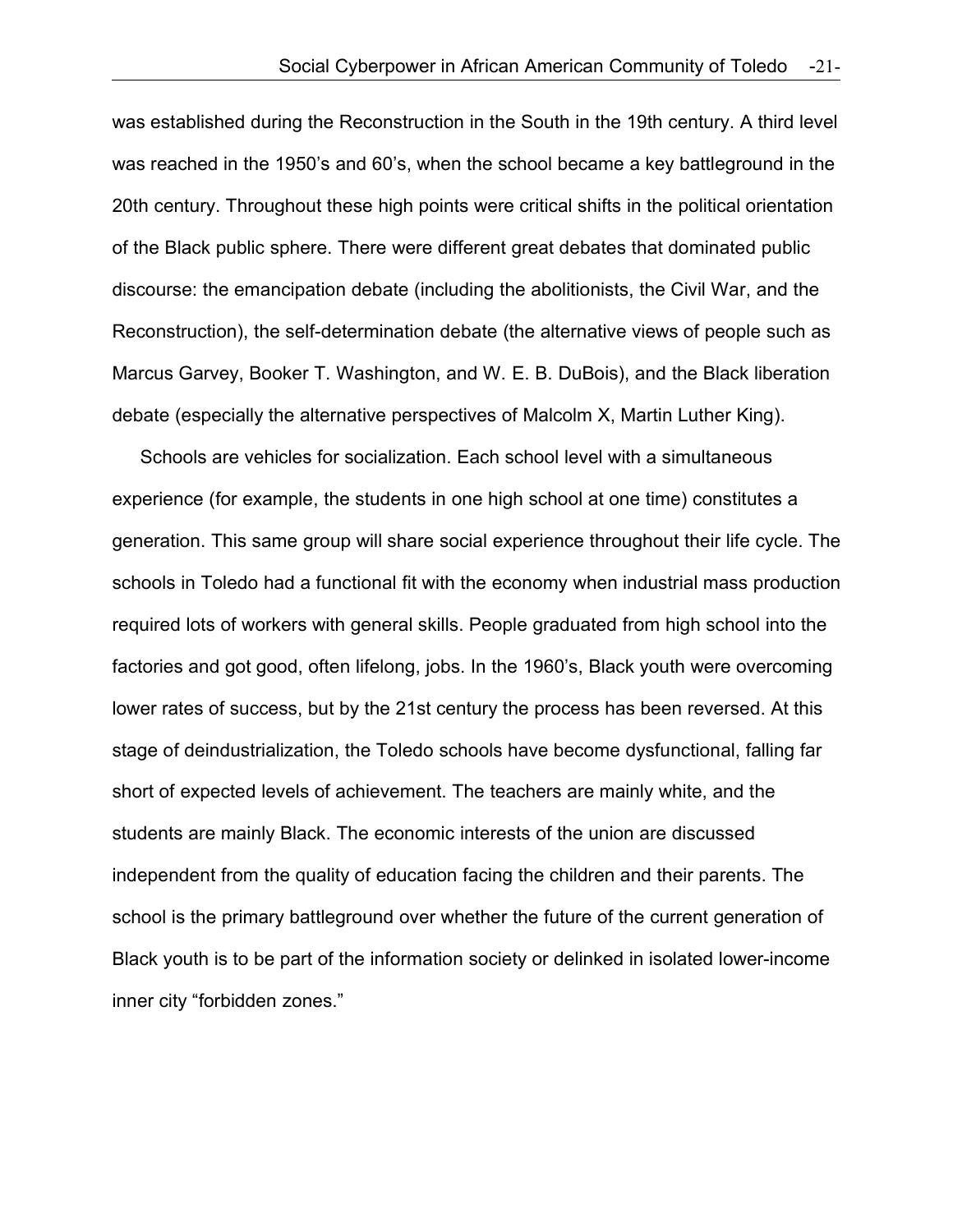was established during the Reconstruction in the South in the 19th century. A third level was reached in the 1950's and 60's, when the school became a key battleground in the 20th century. Throughout these high points were critical shifts in the political orientation of the Black public sphere. There were different great debates that dominated public discourse: the emancipation debate (including the abolitionists, the Civil War, and the Reconstruction), the self-determination debate (the alternative views of people such as Marcus Garvey, Booker T. Washington, and W. E. B. DuBois), and the Black liberation debate (especially the alternative perspectives of Malcolm X, Martin Luther King).

Schools are vehicles for socialization. Each school level with a simultaneous experience (for example, the students in one high school at one time) constitutes a generation. This same group will share social experience throughout their life cycle. The schools in Toledo had a functional fit with the economy when industrial mass production required lots of workers with general skills. People graduated from high school into the factories and got good, often lifelong, jobs. In the 1960's, Black youth were overcoming lower rates of success, but by the 21st century the process has been reversed. At this stage of deindustrialization, the Toledo schools have become dysfunctional, falling far short of expected levels of achievement. The teachers are mainly white, and the students are mainly Black. The economic interests of the union are discussed independent from the quality of education facing the children and their parents. The school is the primary battleground over whether the future of the current generation of Black youth is to be part of the information society or delinked in isolated lower-income inner city "forbidden zones."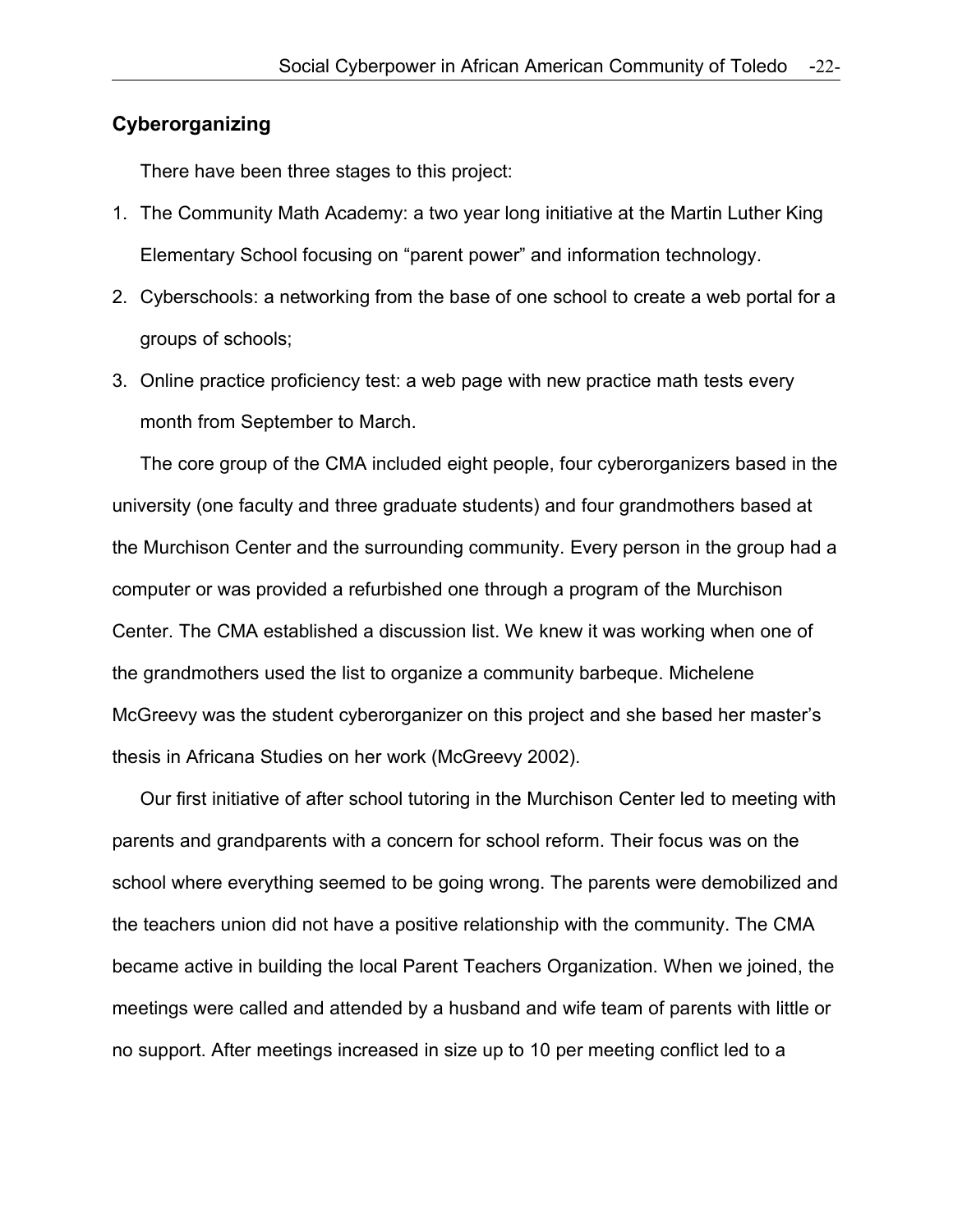## Cyberorganizing

There have been three stages to this project:

1. The Community Math Academy: a two year long initiative at the Martin Luther King Elementary School focusing on "parent power" and information technology.
2. Cyberschools: a networking from the base of one school to create a web portal for a groups of schools;
3. Online practice proficiency test: a web page with new practice math tests every month from September to March.

The core group of the CMA included eight people, four cyberorganizers based in the university (one faculty and three graduate students) and four grandmothers based at the Murchison Center and the surrounding community. Every person in the group had a computer or was provided a refurbished one through a program of the Murchison Center. The CMA established a discussion list. We knew it was working when one of the grandmothers used the list to organize a community barbeque. Michelene McGreevy was the student cyberorganizer on this project and she based her master's thesis in Africana Studies on her work (McGreevy 2002).

Our first initiative of after school tutoring in the Murchison Center led to meeting with parents and grandparents with a concern for school reform. Their focus was on the school where everything seemed to be going wrong. The parents were demobilized and the teachers union did not have a positive relationship with the community. The CMA became active in building the local Parent Teachers Organization. When we joined, the meetings were called and attended by a husband and wife team of parents with little or no support. After meetings increased in size up to 10 per meeting conflict led to a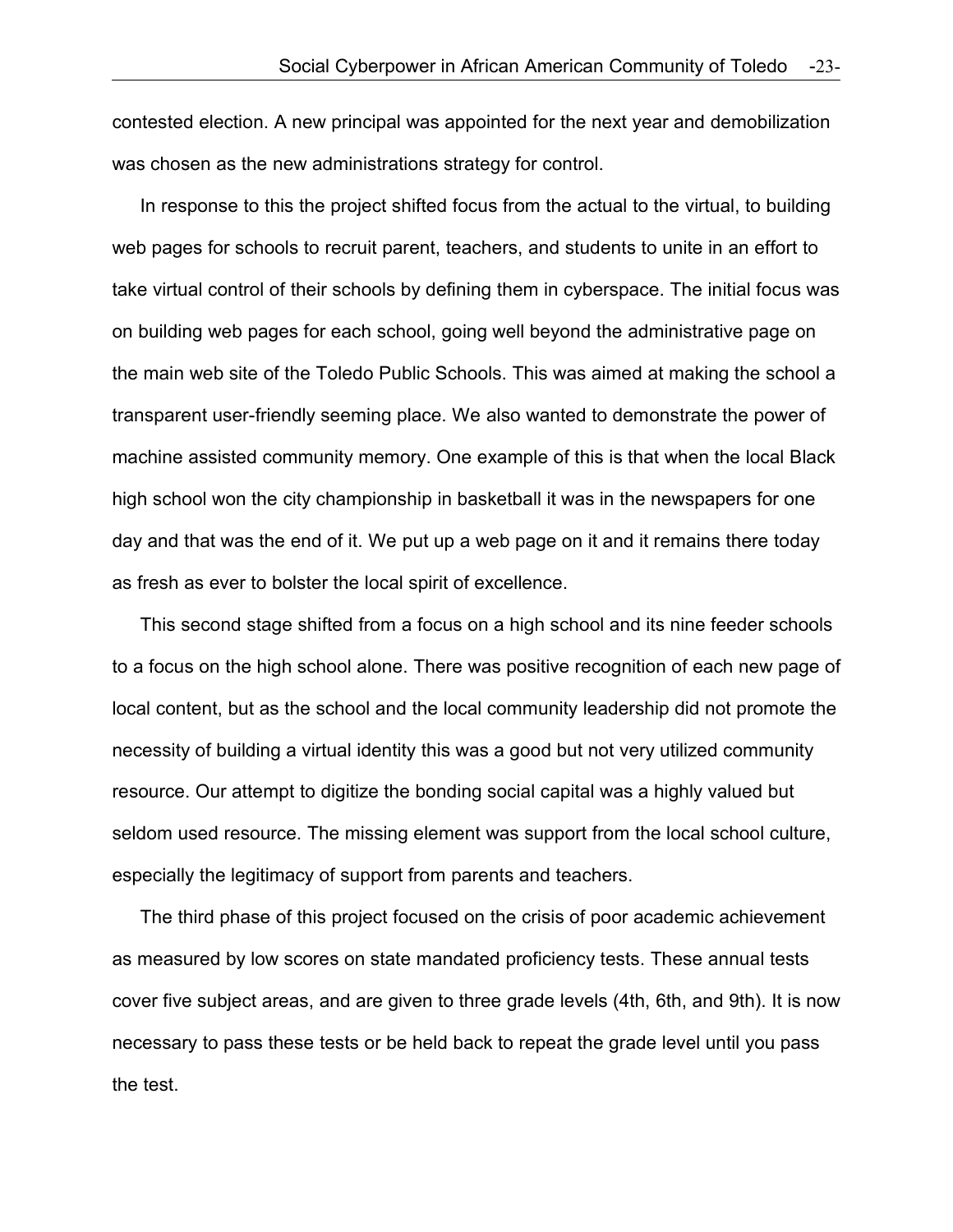contested election. A new principal was appointed for the next year and demobilization was chosen as the new administrations strategy for control.

In response to this the project shifted focus from the actual to the virtual, to building web pages for schools to recruit parent, teachers, and students to unite in an effort to take virtual control of their schools by defining them in cyberspace. The initial focus was on building web pages for each school, going well beyond the administrative page on the main web site of the Toledo Public Schools. This was aimed at making the school a transparent user-friendly seeming place. We also wanted to demonstrate the power of machine assisted community memory. One example of this is that when the local Black high school won the city championship in basketball it was in the newspapers for one day and that was the end of it. We put up a web page on it and it remains there today as fresh as ever to bolster the local spirit of excellence.

This second stage shifted from a focus on a high school and its nine feeder schools to a focus on the high school alone. There was positive recognition of each new page of local content, but as the school and the local community leadership did not promote the necessity of building a virtual identity this was a good but not very utilized community resource. Our attempt to digitize the bonding social capital was a highly valued but seldom used resource. The missing element was support from the local school culture, especially the legitimacy of support from parents and teachers.

The third phase of this project focused on the crisis of poor academic achievement as measured by low scores on state mandated proficiency tests. These annual tests cover five subject areas, and are given to three grade levels (4th, 6th, and 9th). It is now necessary to pass these tests or be held back to repeat the grade level until you pass the test.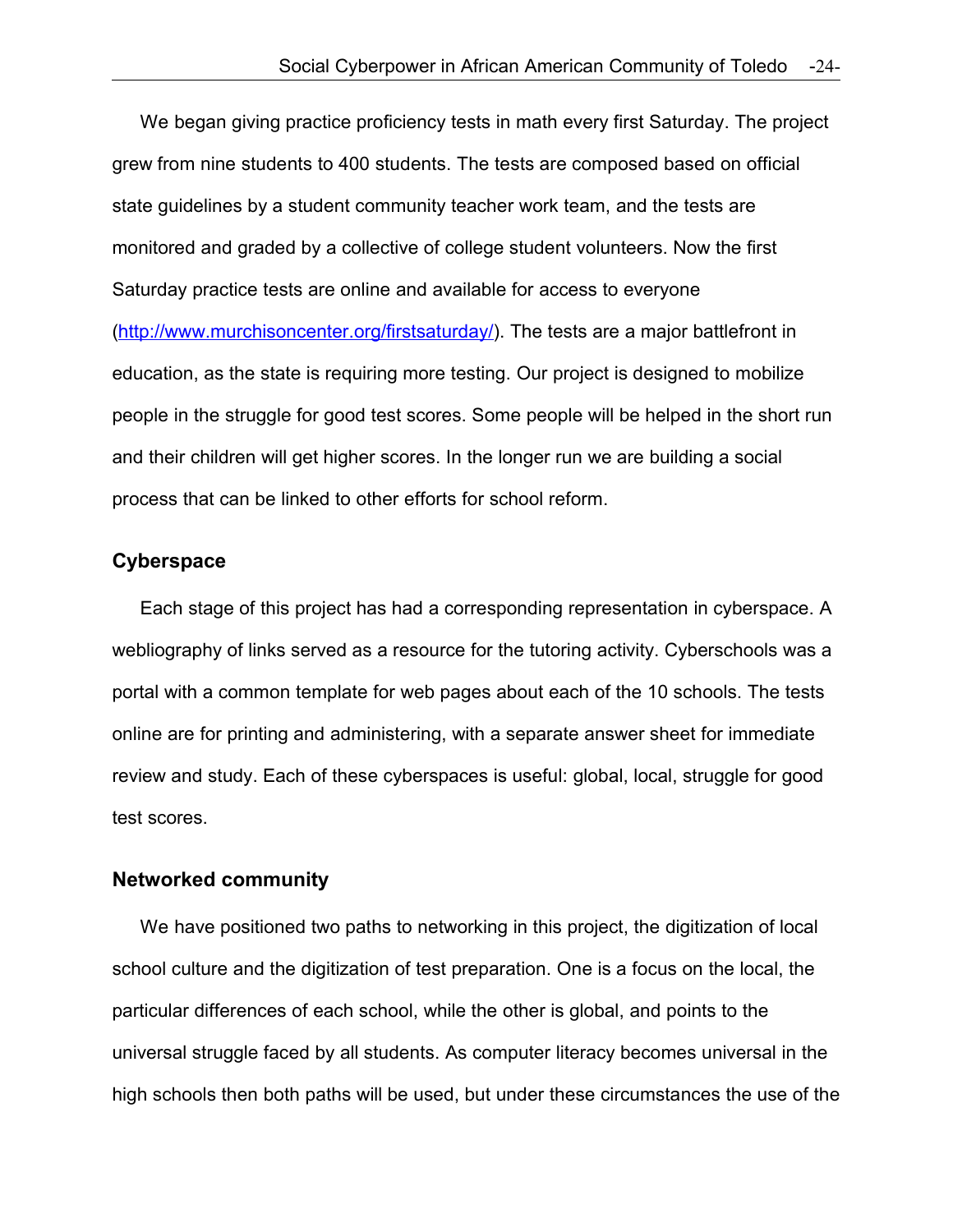We began giving practice proficiency tests in math every first Saturday. The project grew from nine students to 400 students. The tests are composed based on official state guidelines by a student community teacher work team, and the tests are monitored and graded by a collective of college student volunteers. Now the first Saturday practice tests are online and available for access to everyone (http://www.murchisoncenter.org/firstsaturday/). The tests are a major battlefront in education, as the state is requiring more testing. Our project is designed to mobilize people in the struggle for good test scores. Some people will be helped in the short run and their children will get higher scores. In the longer run we are building a social process that can be linked to other efforts for school reform.

### Cyberspace

Each stage of this project has had a corresponding representation in cyberspace. A webliography of links served as a resource for the tutoring activity. Cyberschools was a portal with a common template for web pages about each of the 10 schools. The tests online are for printing and administering, with a separate answer sheet for immediate review and study. Each of these cyberspaces is useful: global, local, struggle for good test scores.

### Networked community

We have positioned two paths to networking in this project, the digitization of local school culture and the digitization of test preparation. One is a focus on the local, the particular differences of each school, while the other is global, and points to the universal struggle faced by all students. As computer literacy becomes universal in the high schools then both paths will be used, but under these circumstances the use of the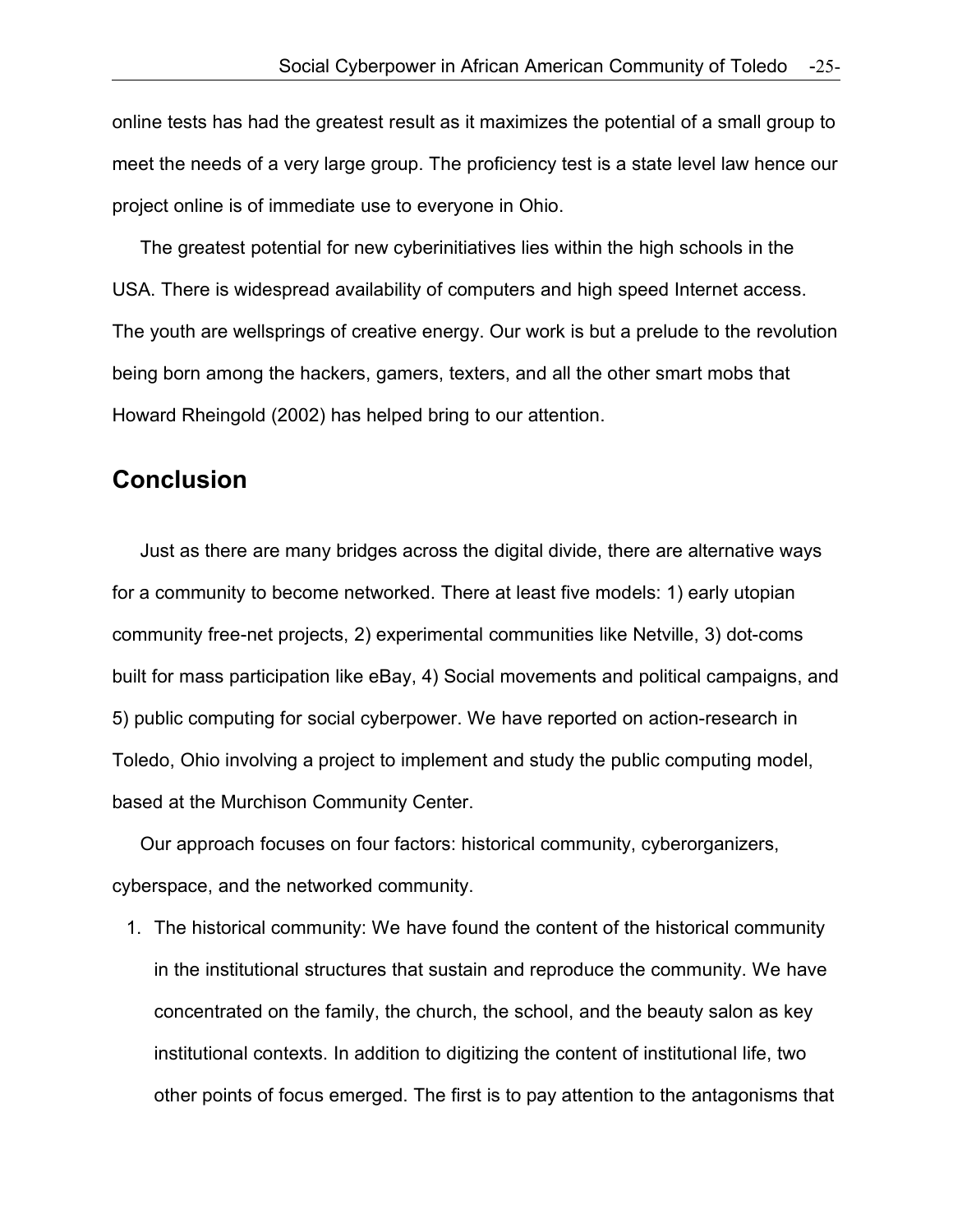online tests has had the greatest result as it maximizes the potential of a small group to meet the needs of a very large group. The proficiency test is a state level law hence our project online is of immediate use to everyone in Ohio.

The greatest potential for new cyberinitiatives lies within the high schools in the USA. There is widespread availability of computers and high speed Internet access. The youth are wellsprings of creative energy. Our work is but a prelude to the revolution being born among the hackers, gamers, texters, and all the other smart mobs that Howard Rheingold (2002) has helped bring to our attention.

## Conclusion

Just as there are many bridges across the digital divide, there are alternative ways for a community to become networked. There at least five models: 1) early utopian community free-net projects, 2) experimental communities like Netville, 3) dot-coms built for mass participation like eBay, 4) Social movements and political campaigns, and 5) public computing for social cyberpower. We have reported on action-research in Toledo, Ohio involving a project to implement and study the public computing model, based at the Murchison Community Center.

Our approach focuses on four factors: historical community, cyberorganizers, cyberspace, and the networked community.

1. The historical community: We have found the content of the historical community in the institutional structures that sustain and reproduce the community. We have concentrated on the family, the church, the school, and the beauty salon as key institutional contexts. In addition to digitizing the content of institutional life, two other points of focus emerged. The first is to pay attention to the antagonisms that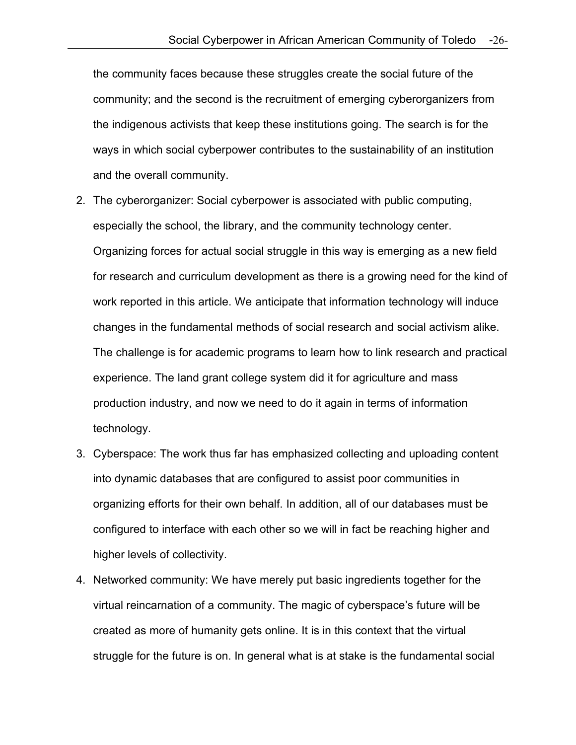the community faces because these struggles create the social future of the community; and the second is the recruitment of emerging cyberorganizers from the indigenous activists that keep these institutions going. The search is for the ways in which social cyberpower contributes to the sustainability of an institution and the overall community.

2. The cyberorganizer: Social cyberpower is associated with public computing, especially the school, the library, and the community technology center. Organizing forces for actual social struggle in this way is emerging as a new field for research and curriculum development as there is a growing need for the kind of work reported in this article. We anticipate that information technology will induce changes in the fundamental methods of social research and social activism alike. The challenge is for academic programs to learn how to link research and practical experience. The land grant college system did it for agriculture and mass production industry, and now we need to do it again in terms of information technology.
3. Cyberspace: The work thus far has emphasized collecting and uploading content into dynamic databases that are configured to assist poor communities in organizing efforts for their own behalf. In addition, all of our databases must be configured to interface with each other so we will in fact be reaching higher and higher levels of collectivity.
4. Networked community: We have merely put basic ingredients together for the virtual reincarnation of a community. The magic of cyberspace's future will be created as more of humanity gets online. It is in this context that the virtual struggle for the future is on. In general what is at stake is the fundamental social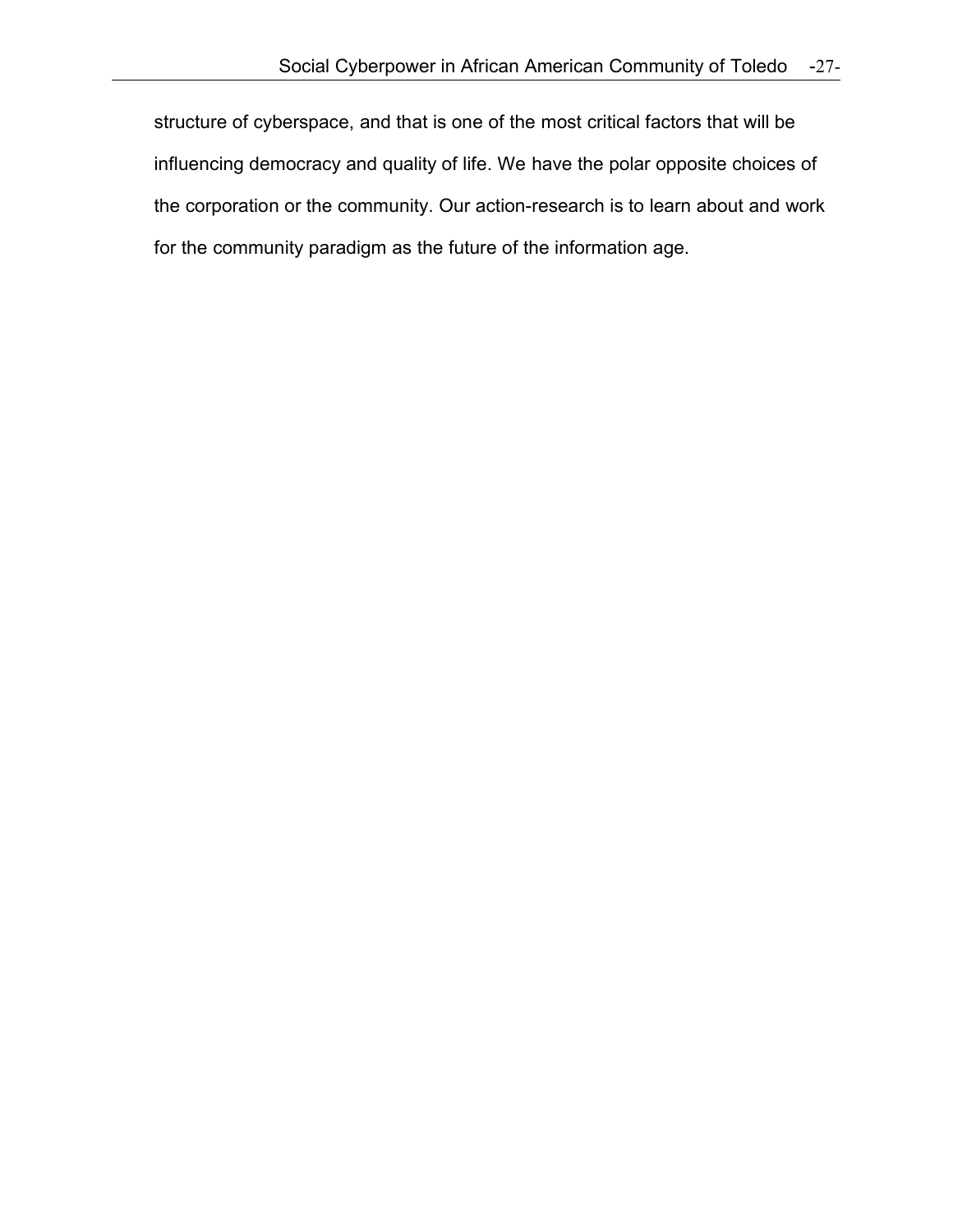structure of cyberspace, and that is one of the most critical factors that will be influencing democracy and quality of life. We have the polar opposite choices of the corporation or the community. Our action-research is to learn about and work for the community paradigm as the future of the information age.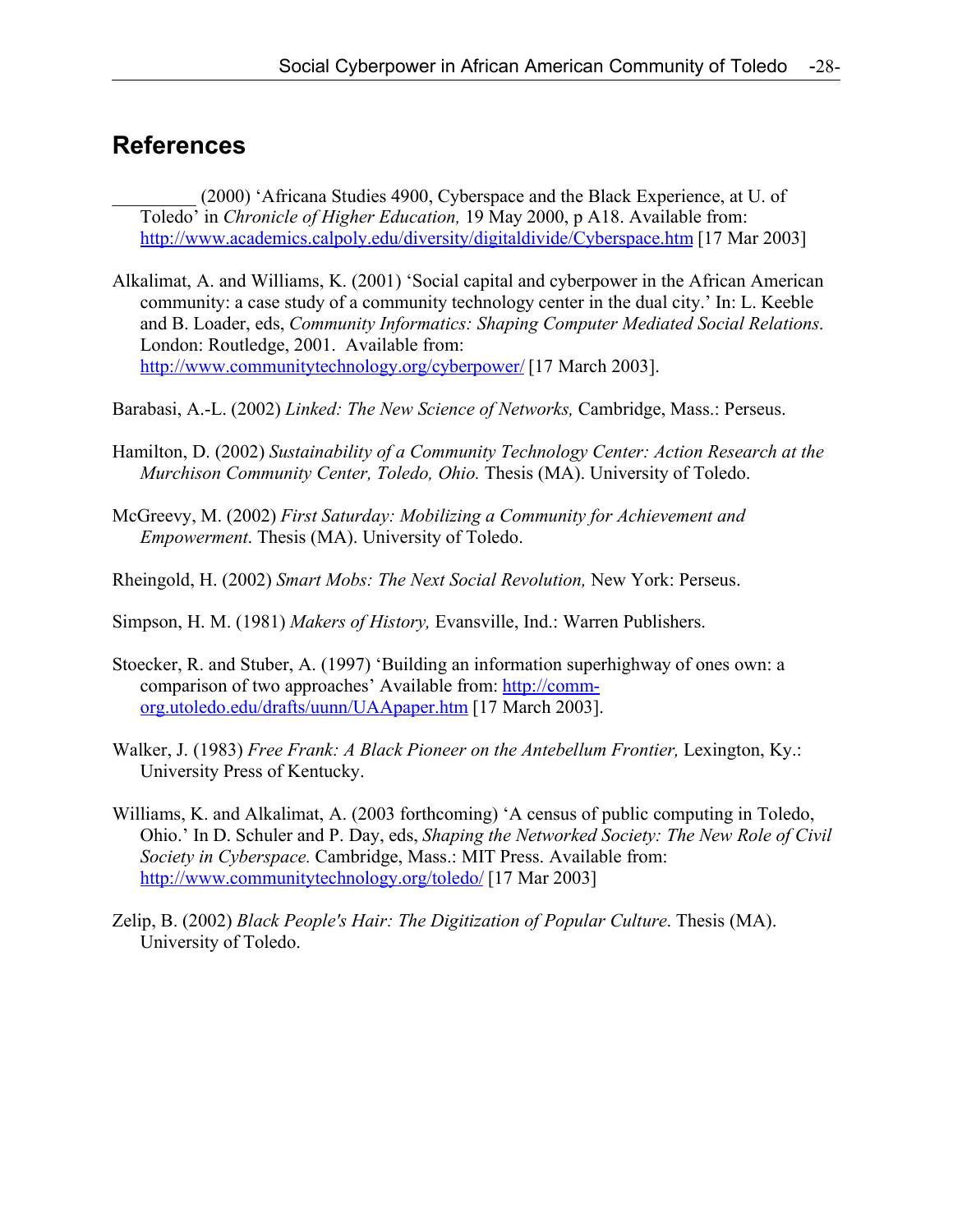## References

_________ (2000) 'Africana Studies 4900, Cyberspace and the Black Experience, at U. of Toledo' in *Chronicle of Higher Education,* 19 May 2000, p A18. Available from: http://www.academics.calpoly.edu/diversity/digitaldivide/Cyberspace.htm [17 Mar 2003]

Alkalimat, A. and Williams, K. (2001) 'Social capital and cyberpower in the African American community: a case study of a community technology center in the dual city.' In: L. Keeble and B. Loader, eds, *Community Informatics: Shaping Computer Mediated Social Relations*. London: Routledge, 2001. Available from: http://www.communitytechnology.org/cyberpower/ [17 March 2003].

Barabasi, A.-L. (2002) *Linked: The New Science of Networks,* Cambridge, Mass.: Perseus.

Hamilton, D. (2002) *Sustainability of a Community Technology Center: Action Research at the Murchison Community Center, Toledo, Ohio.* Thesis (MA). University of Toledo.

McGreevy, M. (2002) *First Saturday: Mobilizing a Community for Achievement and Empowerment*. Thesis (MA). University of Toledo.

Rheingold, H. (2002) *Smart Mobs: The Next Social Revolution,* New York: Perseus.

Simpson, H. M. (1981) *Makers of History,* Evansville, Ind.: Warren Publishers.

Stoecker, R. and Stuber, A. (1997) 'Building an information superhighway of ones own: a comparison of two approaches' Available from: http://comm-org.utoledo.edu/drafts/uunn/UAApaper.htm [17 March 2003].

Walker, J. (1983) *Free Frank: A Black Pioneer on the Antebellum Frontier,* Lexington, Ky.: University Press of Kentucky.

Williams, K. and Alkalimat, A. (2003 forthcoming) 'A census of public computing in Toledo, Ohio.' In D. Schuler and P. Day, eds, *Shaping the Networked Society: The New Role of Civil Society in Cyberspace.* Cambridge, Mass.: MIT Press. Available from: http://www.communitytechnology.org/toledo/ [17 Mar 2003]

Zelip, B. (2002) *Black People's Hair: The Digitization of Popular Culture*. Thesis (MA). University of Toledo.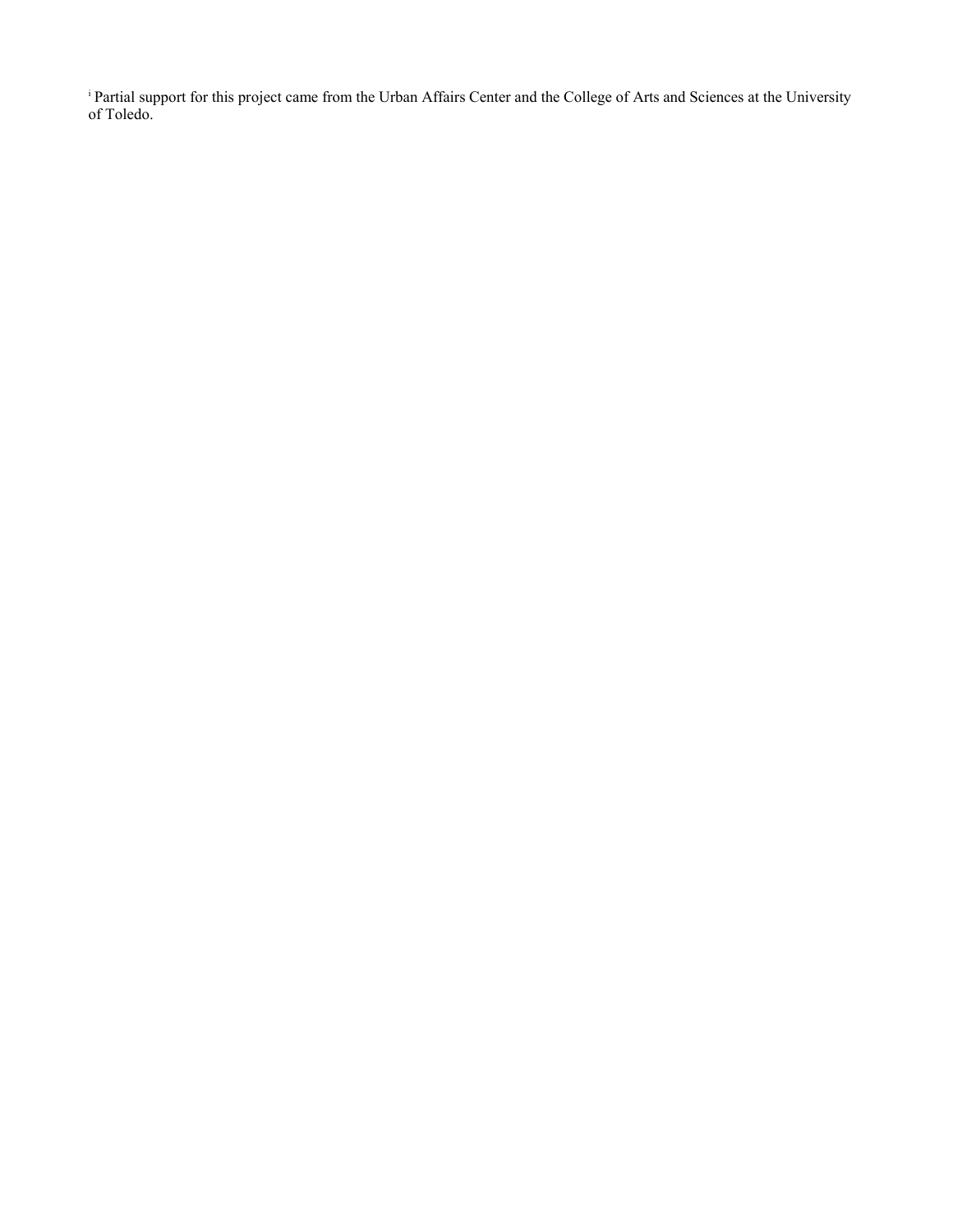[i] Partial support for this project came from the Urban Affairs Center and the College of Arts and Sciences at the University of Toledo.